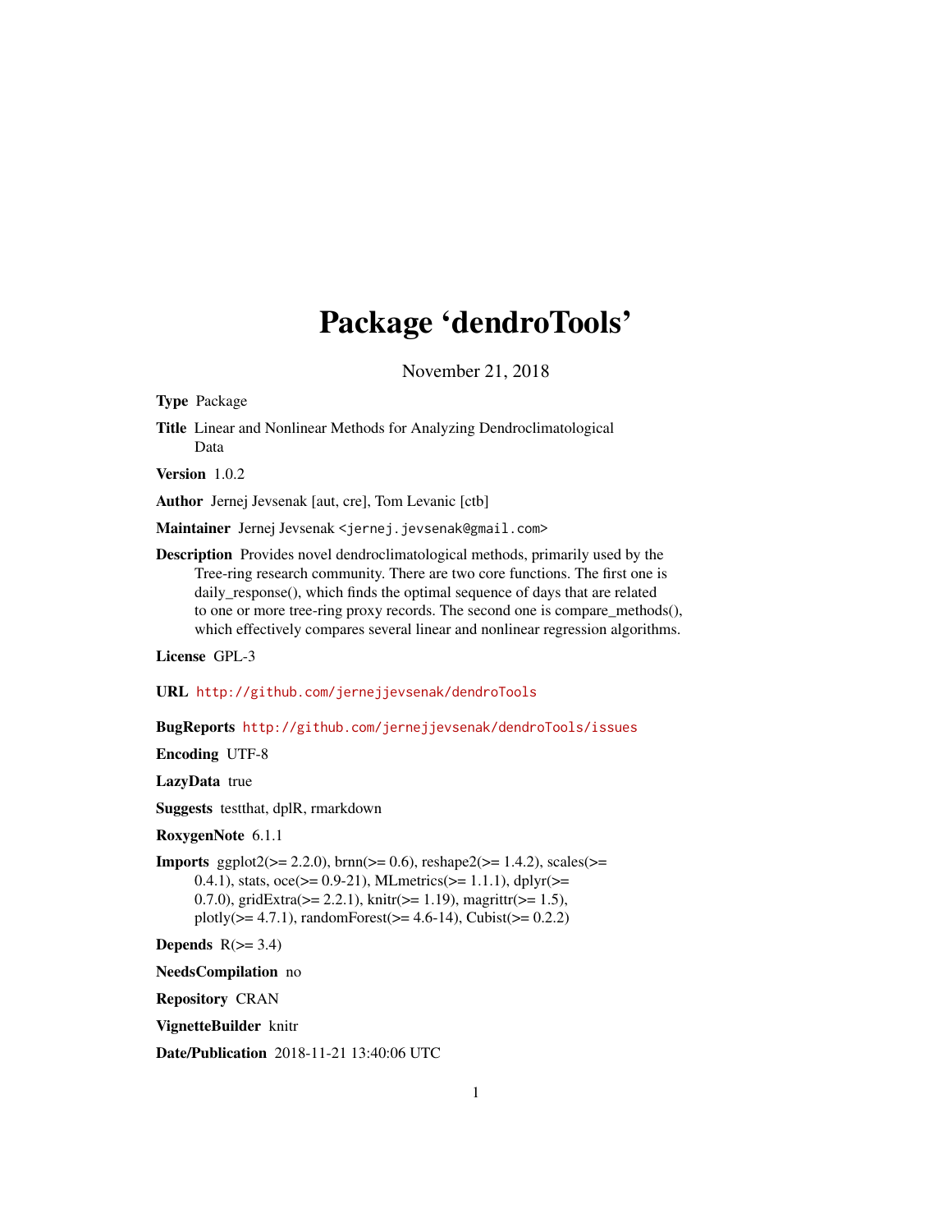# Package 'dendroTools'

November 21, 2018

**Type** Package

**Title** Linear and Nonlinear Methods for Analyzing Dendroclimatological Data

**Version** 1.0.2

**Author** Jernej Jevsenak [aut, cre], Tom Levanic [ctb]

**Maintainer** Jernej Jevsenak <jernej.jevsenak@gmail.com>

**Description** Provides novel dendroclimatological methods, primarily used by the Tree-ring research community. There are two core functions. The first one is daily_response(), which finds the optimal sequence of days that are related to one or more tree-ring proxy records. The second one is compare_methods(), which effectively compares several linear and nonlinear regression algorithms.

**License** GPL-3

**URL** http://github.com/jernejjevsenak/dendroTools

**BugReports** http://github.com/jernejjevsenak/dendroTools/issues

**Encoding** UTF-8

**LazyData** true

**Suggests** testthat, dplR, rmarkdown

**RoxygenNote** 6.1.1

**Imports** ggplot2(>= 2.2.0), brnn(>= 0.6), reshape2(>= 1.4.2), scales(>= 0.4.1), stats, oce(>= 0.9-21), MLmetrics(>= 1.1.1), dplyr(>= 0.7.0), gridExtra(>= 2.2.1), knitr(>= 1.19), magrittr(>= 1.5), plotly(>= 4.7.1), randomForest(>= 4.6-14), Cubist(>= 0.2.2)

**Depends** R(>= 3.4)

**NeedsCompilation** no

**Repository** CRAN

**VignetteBuilder** knitr

**Date/Publication** 2018-11-21 13:40:06 UTC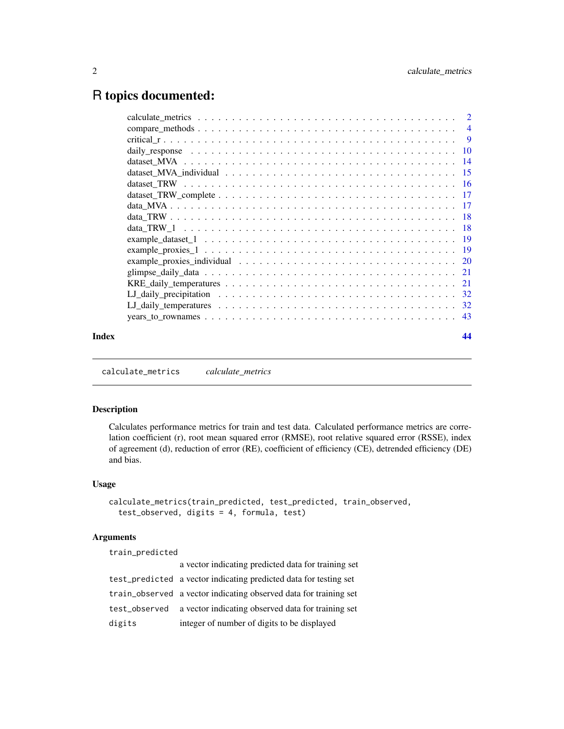# R topics documented:

- calculate_metrics . . . . . . . . . . . . . . . . . . . . . . . . . . . . . . . . . . . . . 2
- compare_methods . . . . . . . . . . . . . . . . . . . . . . . . . . . . . . . . . . . . . 4
- critical_r . . . . . . . . . . . . . . . . . . . . . . . . . . . . . . . . . . . . . . . . . 9
- daily_response . . . . . . . . . . . . . . . . . . . . . . . . . . . . . . . . . . . . . . 10
- dataset_MVA . . . . . . . . . . . . . . . . . . . . . . . . . . . . . . . . . . . . . . . 14
- dataset_MVA_individual . . . . . . . . . . . . . . . . . . . . . . . . . . . . . . . . . 15
- dataset_TRW . . . . . . . . . . . . . . . . . . . . . . . . . . . . . . . . . . . . . . . 16
- dataset_TRW_complete . . . . . . . . . . . . . . . . . . . . . . . . . . . . . . . . . . 17
- data_MVA . . . . . . . . . . . . . . . . . . . . . . . . . . . . . . . . . . . . . . . . 17
- data_TRW . . . . . . . . . . . . . . . . . . . . . . . . . . . . . . . . . . . . . . . . 18
- data_TRW_1 . . . . . . . . . . . . . . . . . . . . . . . . . . . . . . . . . . . . . . . 18
- example_dataset_1 . . . . . . . . . . . . . . . . . . . . . . . . . . . . . . . . . . . . 19
- example_proxies_1 . . . . . . . . . . . . . . . . . . . . . . . . . . . . . . . . . . . . 19
- example_proxies_individual . . . . . . . . . . . . . . . . . . . . . . . . . . . . . . . 20
- glimpse_daily_data . . . . . . . . . . . . . . . . . . . . . . . . . . . . . . . . . . . . 21
- KRE_daily_temperatures . . . . . . . . . . . . . . . . . . . . . . . . . . . . . . . . . 21
- LJ_daily_precipitation . . . . . . . . . . . . . . . . . . . . . . . . . . . . . . . . . . 32
- LJ_daily_temperatures . . . . . . . . . . . . . . . . . . . . . . . . . . . . . . . . . . 32
- years_to_rownames . . . . . . . . . . . . . . . . . . . . . . . . . . . . . . . . . . . . 43

**Index** **44**

---

`calculate_metrics` *calculate_metrics*

---

## Description

Calculates performance metrics for train and test data. Calculated performance metrics are correlation coefficient (r), root mean squared error (RMSE), root relative squared error (RSSE), index of agreement (d), reduction of error (RE), coefficient of efficiency (CE), detrended efficiency (DE) and bias.

## Usage

```
calculate_metrics(train_predicted, test_predicted, train_observed,
  test_observed, digits = 4, formula, test)
```

## Arguments

| | |
|---|---|
| `train_predicted` | a vector indicating predicted data for training set |
| `test_predicted` | a vector indicating predicted data for testing set |
| `train_observed` | a vector indicating observed data for training set |
| `test_observed` | a vector indicating observed data for training set |
| `digits` | integer of number of digits to be displayed |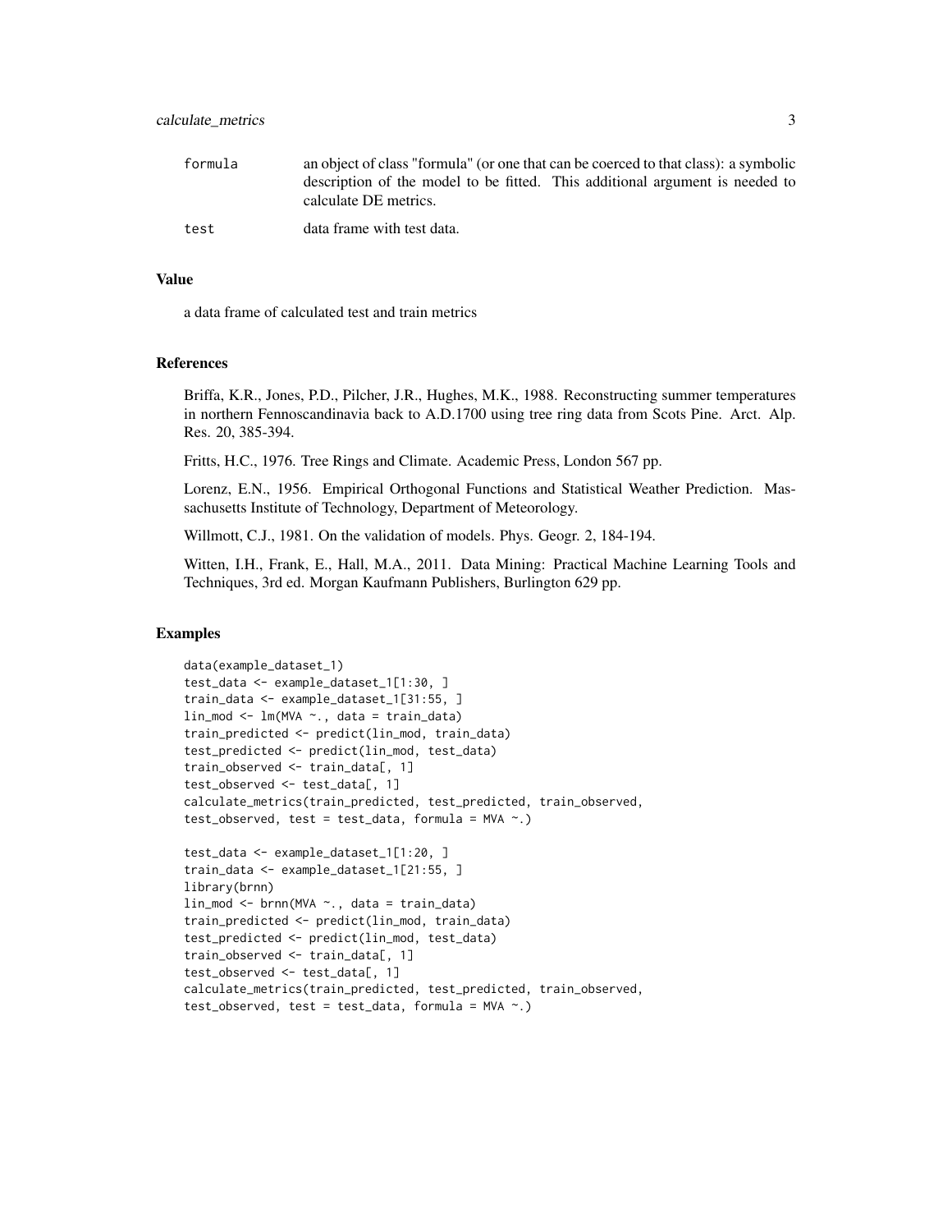| | |
|---|---|
| formula | an object of class "formula" (or one that can be coerced to that class): a symbolic description of the model to be fitted. This additional argument is needed to calculate DE metrics. |
| test | data frame with test data. |

### Value

a data frame of calculated test and train metrics

### References

Briffa, K.R., Jones, P.D., Pilcher, J.R., Hughes, M.K., 1988. Reconstructing summer temperatures in northern Fennoscandinavia back to A.D.1700 using tree ring data from Scots Pine. Arct. Alp. Res. 20, 385-394.

Fritts, H.C., 1976. Tree Rings and Climate. Academic Press, London 567 pp.

Lorenz, E.N., 1956. Empirical Orthogonal Functions and Statistical Weather Prediction. Massachusetts Institute of Technology, Department of Meteorology.

Willmott, C.J., 1981. On the validation of models. Phys. Geogr. 2, 184-194.

Witten, I.H., Frank, E., Hall, M.A., 2011. Data Mining: Practical Machine Learning Tools and Techniques, 3rd ed. Morgan Kaufmann Publishers, Burlington 629 pp.

### Examples

```
data(example_dataset_1)
test_data <- example_dataset_1[1:30, ]
train_data <- example_dataset_1[31:55, ]
lin_mod <- lm(MVA ~., data = train_data)
train_predicted <- predict(lin_mod, train_data)
test_predicted <- predict(lin_mod, test_data)
train_observed <- train_data[, 1]
test_observed <- test_data[, 1]
calculate_metrics(train_predicted, test_predicted, train_observed,
test_observed, test = test_data, formula = MVA ~.)

test_data <- example_dataset_1[1:20, ]
train_data <- example_dataset_1[21:55, ]
library(brnn)
lin_mod <- brnn(MVA ~., data = train_data)
train_predicted <- predict(lin_mod, train_data)
test_predicted <- predict(lin_mod, test_data)
train_observed <- train_data[, 1]
test_observed <- test_data[, 1]
calculate_metrics(train_predicted, test_predicted, train_observed,
test_observed, test = test_data, formula = MVA ~.)
```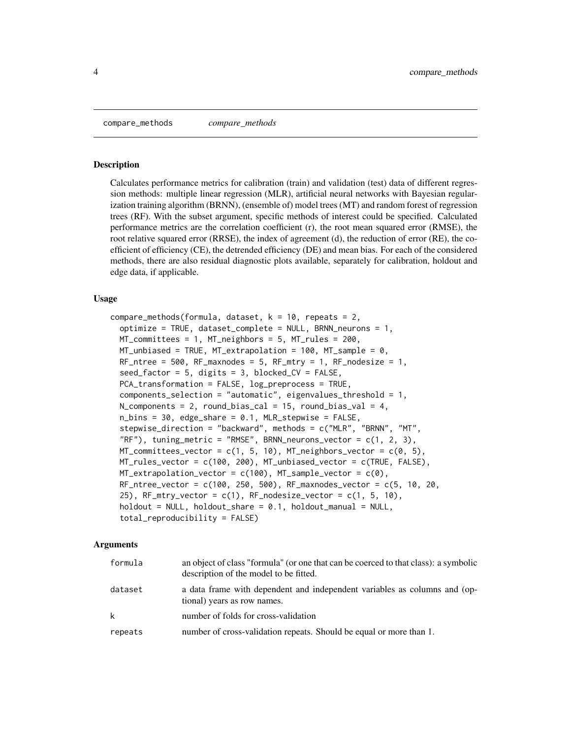compare_methods *compare_methods*

## Description

Calculates performance metrics for calibration (train) and validation (test) data of different regression methods: multiple linear regression (MLR), artificial neural networks with Bayesian regularization training algorithm (BRNN), (ensemble of) model trees (MT) and random forest of regression trees (RF). With the subset argument, specific methods of interest could be specified. Calculated performance metrics are the correlation coefficient (r), the root mean squared error (RMSE), the root relative squared error (RRSE), the index of agreement (d), the reduction of error (RE), the coefficient of efficiency (CE), the detrended efficiency (DE) and mean bias. For each of the considered methods, there are also residual diagnostic plots available, separately for calibration, holdout and edge data, if applicable.

## Usage

```
compare_methods(formula, dataset, k = 10, repeats = 2,
  optimize = TRUE, dataset_complete = NULL, BRNN_neurons = 1,
  MT_committees = 1, MT_neighbors = 5, MT_rules = 200,
  MT_unbiased = TRUE, MT_extrapolation = 100, MT_sample = 0,
  RF_ntree = 500, RF_maxnodes = 5, RF_mtry = 1, RF_nodesize = 1,
  seed_factor = 5, digits = 3, blocked_CV = FALSE,
  PCA_transformation = FALSE, log_preprocess = TRUE,
  components_selection = "automatic", eigenvalues_threshold = 1,
  N_components = 2, round_bias_cal = 15, round_bias_val = 4,
  n_bins = 30, edge_share = 0.1, MLR_stepwise = FALSE,
  stepwise_direction = "backward", methods = c("MLR", "BRNN", "MT",
  "RF"), tuning_metric = "RMSE", BRNN_neurons_vector = c(1, 2, 3),
  MT_committees_vector = c(1, 5, 10), MT_neighbors_vector = c(0, 5),
  MT_rules_vector = c(100, 200), MT_unbiased_vector = c(TRUE, FALSE),
  MT_extrapolation_vector = c(100), MT_sample_vector = c(0),
  RF_ntree_vector = c(100, 250, 500), RF_maxnodes_vector = c(5, 10, 20,
  25), RF_mtry_vector = c(1), RF_nodesize_vector = c(1, 5, 10),
  holdout = NULL, holdout_share = 0.1, holdout_manual = NULL,
  total_reproducibility = FALSE)
```

## Arguments

| | |
|---|---|
| formula | an object of class "formula" (or one that can be coerced to that class): a symbolic description of the model to be fitted. |
| dataset | a data frame with dependent and independent variables as columns and (optional) years as row names. |
| k | number of folds for cross-validation |
| repeats | number of cross-validation repeats. Should be equal or more than 1. |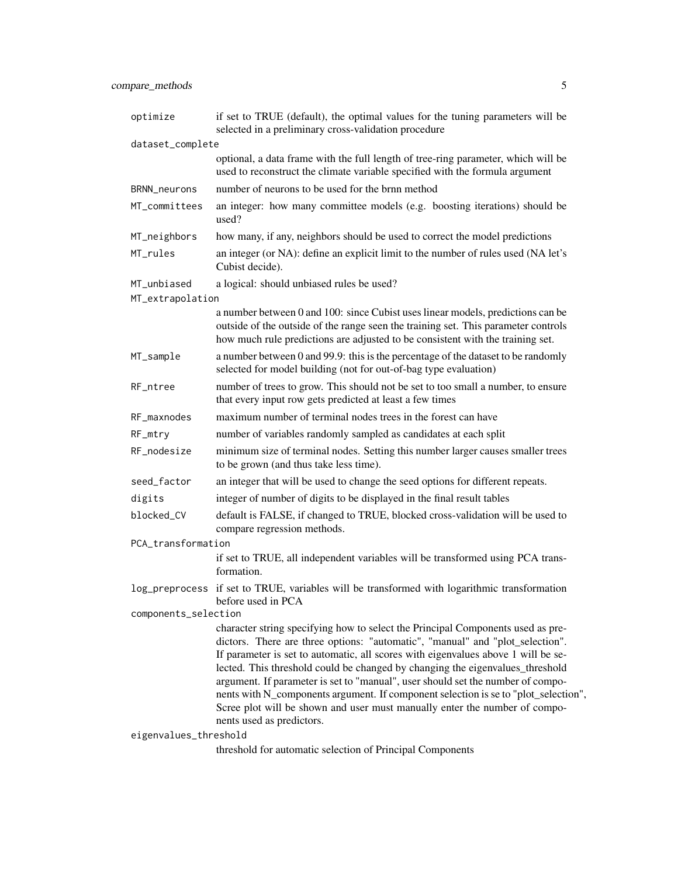| | |
|---|---|
| `optimize` | if set to TRUE (default), the optimal values for the tuning parameters will be selected in a preliminary cross-validation procedure |
| `dataset_complete` | optional, a data frame with the full length of tree-ring parameter, which will be used to reconstruct the climate variable specified with the formula argument |
| `BRNN_neurons` | number of neurons to be used for the brnn method |
| `MT_committees` | an integer: how many committee models (e.g. boosting iterations) should be used? |
| `MT_neighbors` | how many, if any, neighbors should be used to correct the model predictions |
| `MT_rules` | an integer (or NA): define an explicit limit to the number of rules used (NA let's Cubist decide). |
| `MT_unbiased` | a logical: should unbiased rules be used? |
| `MT_extrapolation` | a number between 0 and 100: since Cubist uses linear models, predictions can be outside of the outside of the range seen the training set. This parameter controls how much rule predictions are adjusted to be consistent with the training set. |
| `MT_sample` | a number between 0 and 99.9: this is the percentage of the dataset to be randomly selected for model building (not for out-of-bag type evaluation) |
| `RF_ntree` | number of trees to grow. This should not be set to too small a number, to ensure that every input row gets predicted at least a few times |
| `RF_maxnodes` | maximum number of terminal nodes trees in the forest can have |
| `RF_mtry` | number of variables randomly sampled as candidates at each split |
| `RF_nodesize` | minimum size of terminal nodes. Setting this number larger causes smaller trees to be grown (and thus take less time). |
| `seed_factor` | an integer that will be used to change the seed options for different repeats. |
| `digits` | integer of number of digits to be displayed in the final result tables |
| `blocked_CV` | default is FALSE, if changed to TRUE, blocked cross-validation will be used to compare regression methods. |
| `PCA_transformation` | if set to TRUE, all independent variables will be transformed using PCA transformation. |
| `log_preprocess` | if set to TRUE, variables will be transformed with logarithmic transformation before used in PCA |
| `components_selection` | character string specifying how to select the Principal Components used as predictors. There are three options: "automatic", "manual" and "plot_selection". If parameter is set to automatic, all scores with eigenvalues above 1 will be selected. This threshold could be changed by changing the eigenvalues_threshold argument. If parameter is set to "manual", user should set the number of components with N_components argument. If component selection is se to "plot_selection", Scree plot will be shown and user must manually enter the number of components used as predictors. |
| `eigenvalues_threshold` | threshold for automatic selection of Principal Components |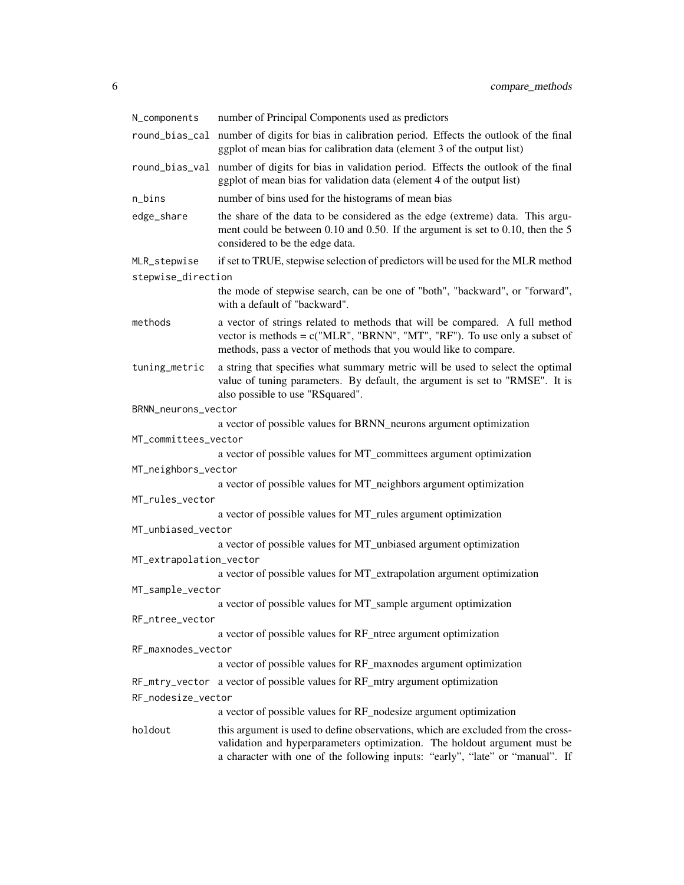N_components
: number of Principal Components used as predictors

round_bias_cal
: number of digits for bias in calibration period. Effects the outlook of the final ggplot of mean bias for calibration data (element 3 of the output list)

round_bias_val
: number of digits for bias in validation period. Effects the outlook of the final ggplot of mean bias for validation data (element 4 of the output list)

n_bins
: number of bins used for the histograms of mean bias

edge_share
: the share of the data to be considered as the edge (extreme) data. This argument could be between 0.10 and 0.50. If the argument is set to 0.10, then the 5 considered to be the edge data.

MLR_stepwise
: if set to TRUE, stepwise selection of predictors will be used for the MLR method

stepwise_direction
: the mode of stepwise search, can be one of "both", "backward", or "forward", with a default of "backward".

methods
: a vector of strings related to methods that will be compared. A full method vector is methods = c("MLR", "BRNN", "MT", "RF"). To use only a subset of methods, pass a vector of methods that you would like to compare.

tuning_metric
: a string that specifies what summary metric will be used to select the optimal value of tuning parameters. By default, the argument is set to "RMSE". It is also possible to use "RSquared".

BRNN_neurons_vector
: a vector of possible values for BRNN_neurons argument optimization

MT_committees_vector
: a vector of possible values for MT_committees argument optimization

MT_neighbors_vector
: a vector of possible values for MT_neighbors argument optimization

MT_rules_vector
: a vector of possible values for MT_rules argument optimization

MT_unbiased_vector
: a vector of possible values for MT_unbiased argument optimization

MT_extrapolation_vector
: a vector of possible values for MT_extrapolation argument optimization

MT_sample_vector
: a vector of possible values for MT_sample argument optimization

RF_ntree_vector
: a vector of possible values for RF_ntree argument optimization

RF_maxnodes_vector
: a vector of possible values for RF_maxnodes argument optimization

RF_mtry_vector
: a vector of possible values for RF_mtry argument optimization

RF_nodesize_vector
: a vector of possible values for RF_nodesize argument optimization

holdout
: this argument is used to define observations, which are excluded from the cross-validation and hyperparameters optimization. The holdout argument must be a character with one of the following inputs: “early”, “late” or “manual”. If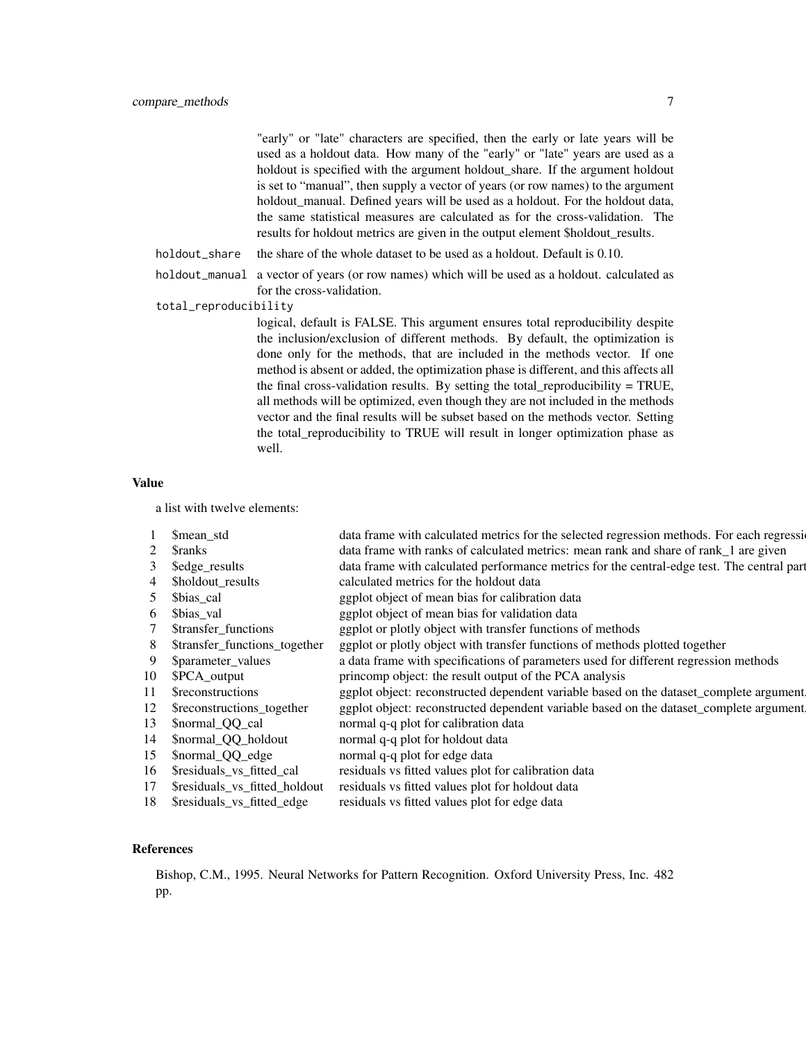"early" or "late" characters are specified, then the early or late years will be used as a holdout data. How many of the "early" or "late" years are used as a holdout is specified with the argument holdout_share. If the argument holdout is set to “manual”, then supply a vector of years (or row names) to the argument holdout_manual. Defined years will be used as a holdout. For the holdout data, the same statistical measures are calculated as for the cross-validation. The results for holdout metrics are given in the output element $holdout_results.

`holdout_share` the share of the whole dataset to be used as a holdout. Default is 0.10.

`holdout_manual` a vector of years (or row names) which will be used as a holdout. calculated as for the cross-validation.

`total_reproducibility`
logical, default is FALSE. This argument ensures total reproducibility despite the inclusion/exclusion of different methods. By default, the optimization is done only for the methods, that are included in the methods vector. If one method is absent or added, the optimization phase is different, and this affects all the final cross-validation results. By setting the total_reproducibility = TRUE, all methods will be optimized, even though they are not included in the methods vector and the final results will be subset based on the methods vector. Setting the total_reproducibility to TRUE will result in longer optimization phase as well.

### Value

a list with twelve elements:

| | | |
|---|---|---|
| 1 | $mean_std | data frame with calculated metrics for the selected regression methods. For each regressi |
| 2 | $ranks | data frame with ranks of calculated metrics: mean rank and share of rank_1 are given |
| 3 | $edge_results | data frame with calculated performance metrics for the central-edge test. The central part |
| 4 | $holdout_results | calculated metrics for the holdout data |
| 5 | $bias_cal | ggplot object of mean bias for calibration data |
| 6 | $bias_val | ggplot object of mean bias for validation data |
| 7 | $transfer_functions | ggplot or plotly object with transfer functions of methods |
| 8 | $transfer_functions_together | ggplot or plotly object with transfer functions of methods plotted together |
| 9 | $parameter_values | a data frame with specifications of parameters used for different regression methods |
| 10 | $PCA_output | princomp object: the result output of the PCA analysis |
| 11 | $reconstructions | ggplot object: reconstructed dependent variable based on the dataset_complete argument. |
| 12 | $reconstructions_together | ggplot object: reconstructed dependent variable based on the dataset_complete argument. |
| 13 | $normal_QQ_cal | normal q-q plot for calibration data |
| 14 | $normal_QQ_holdout | normal q-q plot for holdout data |
| 15 | $normal_QQ_edge | normal q-q plot for edge data |
| 16 | $residuals_vs_fitted_cal | residuals vs fitted values plot for calibration data |
| 17 | $residuals_vs_fitted_holdout | residuals vs fitted values plot for holdout data |
| 18 | $residuals_vs_fitted_edge | residuals vs fitted values plot for edge data |

### References

Bishop, C.M., 1995. Neural Networks for Pattern Recognition. Oxford University Press, Inc. 482 pp.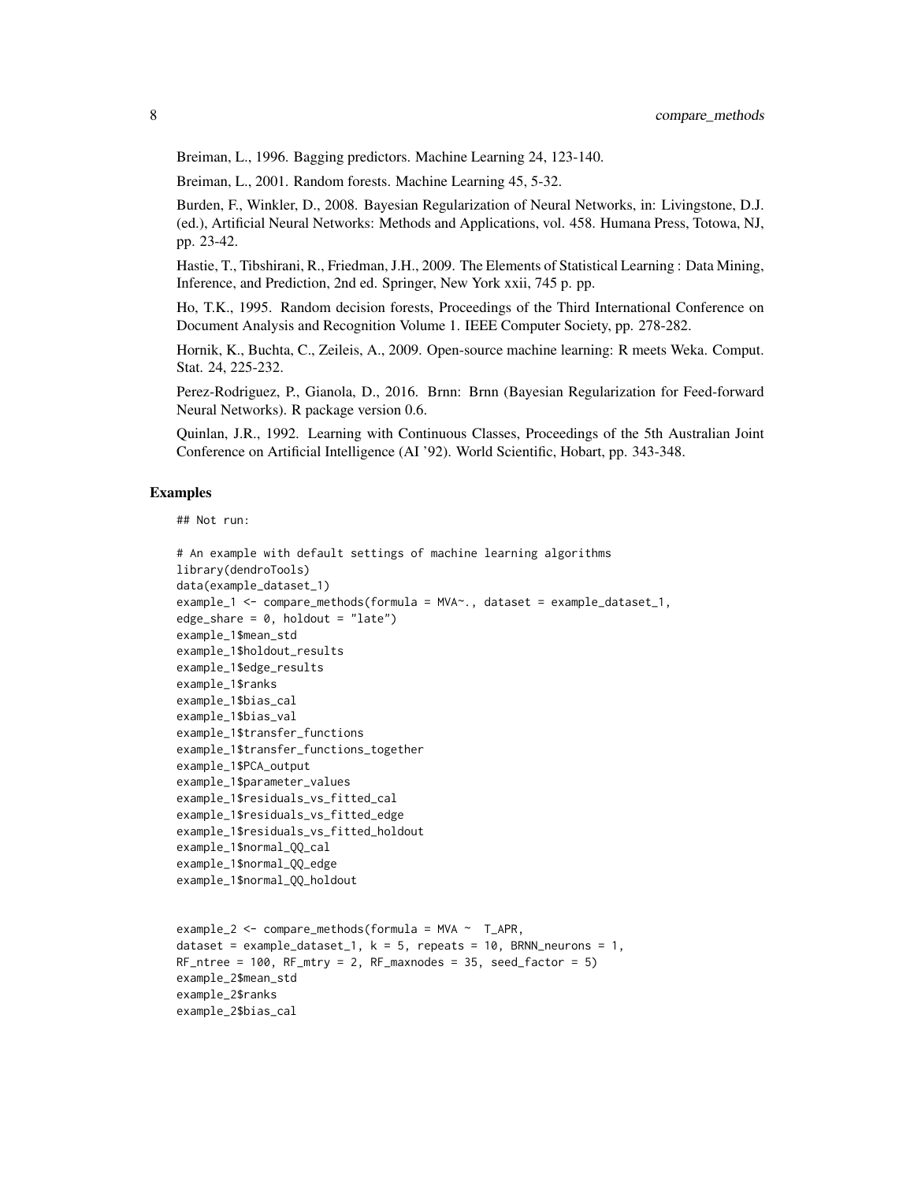Breiman, L., 1996. Bagging predictors. Machine Learning 24, 123-140.

Breiman, L., 2001. Random forests. Machine Learning 45, 5-32.

Burden, F., Winkler, D., 2008. Bayesian Regularization of Neural Networks, in: Livingstone, D.J. (ed.), Artificial Neural Networks: Methods and Applications, vol. 458. Humana Press, Totowa, NJ, pp. 23-42.

Hastie, T., Tibshirani, R., Friedman, J.H., 2009. The Elements of Statistical Learning : Data Mining, Inference, and Prediction, 2nd ed. Springer, New York xxii, 745 p. pp.

Ho, T.K., 1995. Random decision forests, Proceedings of the Third International Conference on Document Analysis and Recognition Volume 1. IEEE Computer Society, pp. 278-282.

Hornik, K., Buchta, C., Zeileis, A., 2009. Open-source machine learning: R meets Weka. Comput. Stat. 24, 225-232.

Perez-Rodriguez, P., Gianola, D., 2016. Brnn: Brnn (Bayesian Regularization for Feed-forward Neural Networks). R package version 0.6.

Quinlan, J.R., 1992. Learning with Continuous Classes, Proceedings of the 5th Australian Joint Conference on Artificial Intelligence (AI '92). World Scientific, Hobart, pp. 343-348.

## Examples

```
## Not run:

# An example with default settings of machine learning algorithms
library(dendroTools)
data(example_dataset_1)
example_1 <- compare_methods(formula = MVA~., dataset = example_dataset_1,
edge_share = 0, holdout = "late")
example_1$mean_std
example_1$holdout_results
example_1$edge_results
example_1$ranks
example_1$bias_cal
example_1$bias_val
example_1$transfer_functions
example_1$transfer_functions_together
example_1$PCA_output
example_1$parameter_values
example_1$residuals_vs_fitted_cal
example_1$residuals_vs_fitted_edge
example_1$residuals_vs_fitted_holdout
example_1$normal_QQ_cal
example_1$normal_QQ_edge
example_1$normal_QQ_holdout


example_2 <- compare_methods(formula = MVA ~  T_APR,
dataset = example_dataset_1, k = 5, repeats = 10, BRNN_neurons = 1,
RF_ntree = 100, RF_mtry = 2, RF_maxnodes = 35, seed_factor = 5)
example_2$mean_std
example_2$ranks
example_2$bias_cal
```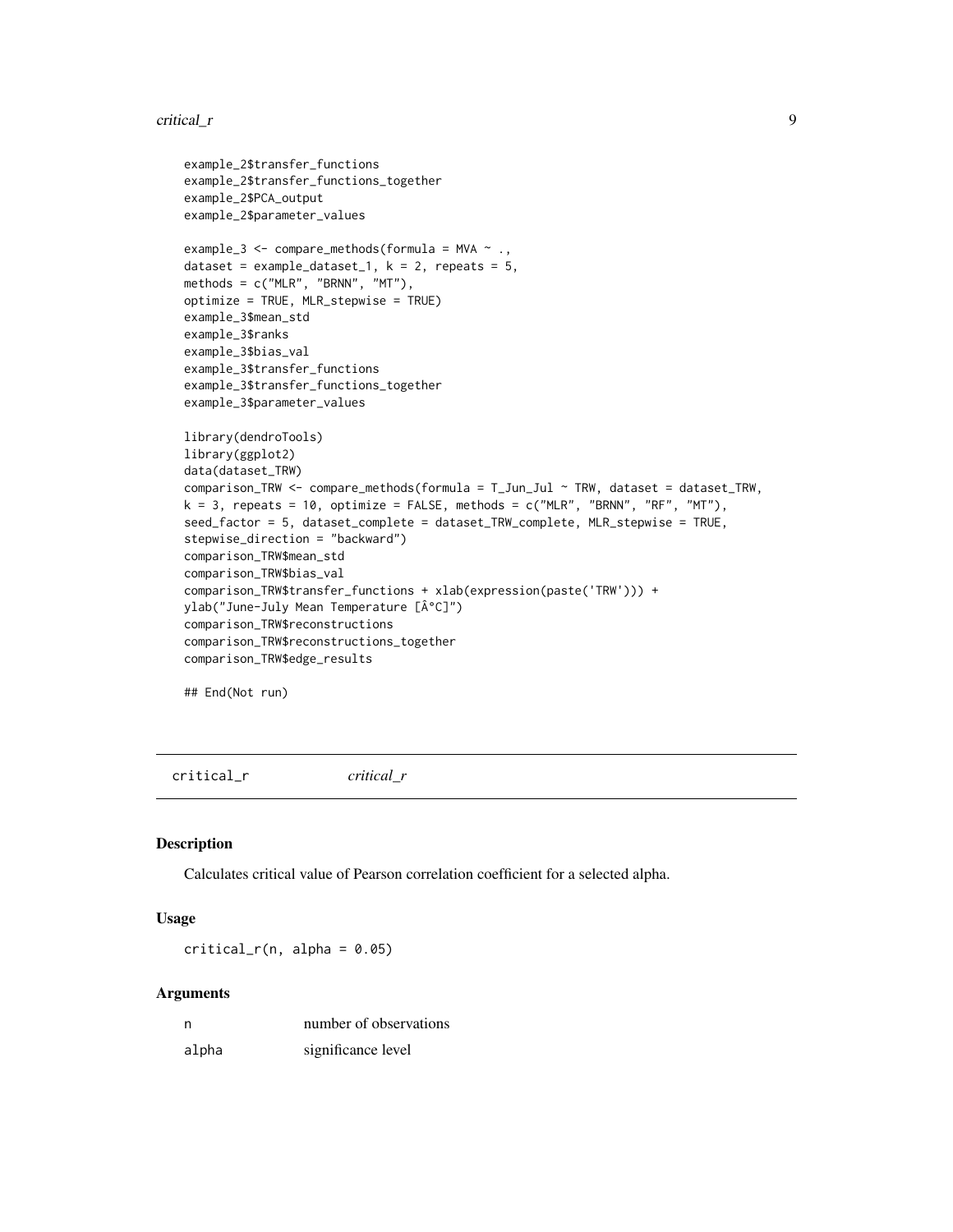```
example_2$transfer_functions
example_2$transfer_functions_together
example_2$PCA_output
example_2$parameter_values

example_3 <- compare_methods(formula = MVA ~ .,
dataset = example_dataset_1, k = 2, repeats = 5,
methods = c("MLR", "BRNN", "MT"),
optimize = TRUE, MLR_stepwise = TRUE)
example_3$mean_std
example_3$ranks
example_3$bias_val
example_3$transfer_functions
example_3$transfer_functions_together
example_3$parameter_values

library(dendroTools)
library(ggplot2)
data(dataset_TRW)
comparison_TRW <- compare_methods(formula = T_Jun_Jul ~ TRW, dataset = dataset_TRW,
k = 3, repeats = 10, optimize = FALSE, methods = c("MLR", "BRNN", "RF", "MT"),
seed_factor = 5, dataset_complete = dataset_TRW_complete, MLR_stepwise = TRUE,
stepwise_direction = "backward")
comparison_TRW$mean_std
comparison_TRW$bias_val
comparison_TRW$transfer_functions + xlab(expression(paste('TRW'))) +
ylab("June-July Mean Temperature [Â°C]")
comparison_TRW$reconstructions
comparison_TRW$reconstructions_together
comparison_TRW$edge_results

## End(Not run)
```

## critical_r *critical_r*

### Description

Calculates critical value of Pearson correlation coefficient for a selected alpha.

### Usage

```
critical_r(n, alpha = 0.05)
```

### Arguments

| | |
|---|---|
| n | number of observations |
| alpha | significance level |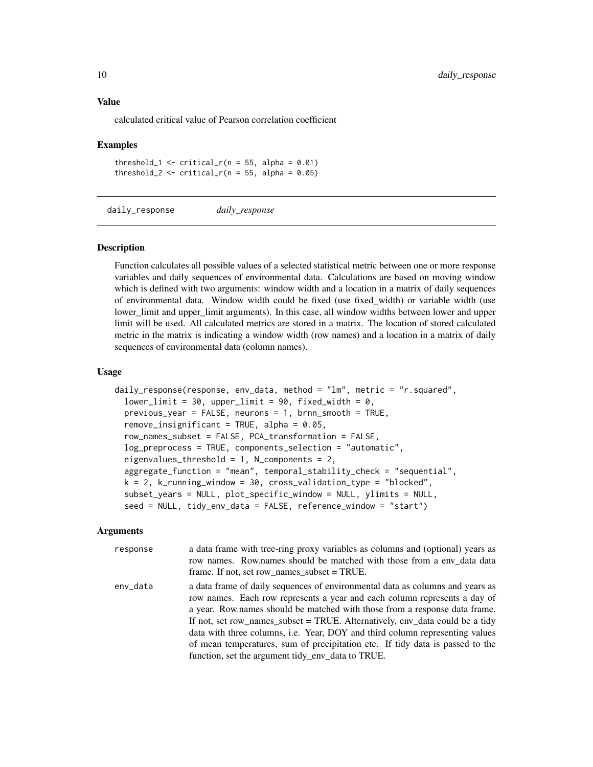### Value

calculated critical value of Pearson correlation coefficient

### Examples

```
threshold_1 <- critical_r(n = 55, alpha = 0.01)
threshold_2 <- critical_r(n = 55, alpha = 0.05)
```

## daily_response — *daily_response*

### Description

Function calculates all possible values of a selected statistical metric between one or more response variables and daily sequences of environmental data. Calculations are based on moving window which is defined with two arguments: window width and a location in a matrix of daily sequences of environmental data. Window width could be fixed (use fixed_width) or variable width (use lower_limit and upper_limit arguments). In this case, all window widths between lower and upper limit will be used. All calculated metrics are stored in a matrix. The location of stored calculated metric in the matrix is indicating a window width (row names) and a location in a matrix of daily sequences of environmental data (column names).

### Usage

```
daily_response(response, env_data, method = "lm", metric = "r.squared",
  lower_limit = 30, upper_limit = 90, fixed_width = 0,
  previous_year = FALSE, neurons = 1, brnn_smooth = TRUE,
  remove_insignificant = TRUE, alpha = 0.05,
  row_names_subset = FALSE, PCA_transformation = FALSE,
  log_preprocess = TRUE, components_selection = "automatic",
  eigenvalues_threshold = 1, N_components = 2,
  aggregate_function = "mean", temporal_stability_check = "sequential",
  k = 2, k_running_window = 30, cross_validation_type = "blocked",
  subset_years = NULL, plot_specific_window = NULL, ylimits = NULL,
  seed = NULL, tidy_env_data = FALSE, reference_window = "start")
```

### Arguments

| | |
|---|---|
| response | a data frame with tree-ring proxy variables as columns and (optional) years as row names. Row.names should be matched with those from a env_data data frame. If not, set row_names_subset = TRUE. |
| env_data | a data frame of daily sequences of environmental data as columns and years as row names. Each row represents a year and each column represents a day of a year. Row.names should be matched with those from a response data frame. If not, set row_names_subset = TRUE. Alternatively, env_data could be a tidy data with three columns, i.e. Year, DOY and third column representing values of mean temperatures, sum of precipitation etc. If tidy data is passed to the function, set the argument tidy_env_data to TRUE. |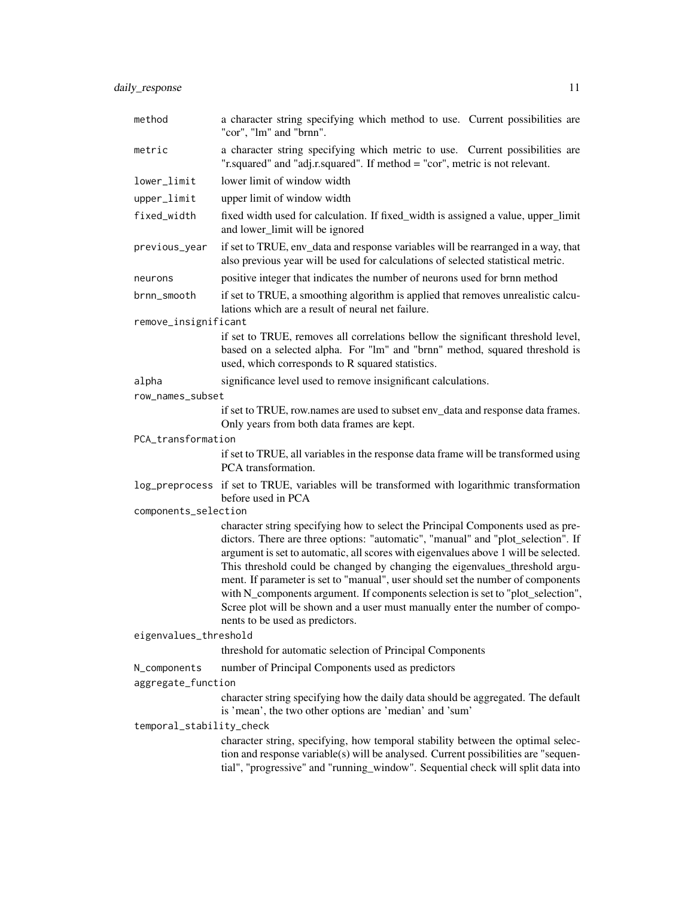`method` a character string specifying which method to use. Current possibilities are "cor", "lm" and "brnn".

`metric` a character string specifying which metric to use. Current possibilities are "r.squared" and "adj.r.squared". If method = "cor", metric is not relevant.

`lower_limit` lower limit of window width

`upper_limit` upper limit of window width

`fixed_width` fixed width used for calculation. If fixed_width is assigned a value, upper_limit and lower_limit will be ignored

`previous_year` if set to TRUE, env_data and response variables will be rearranged in a way, that also previous year will be used for calculations of selected statistical metric.

`neurons` positive integer that indicates the number of neurons used for brnn method

`brnn_smooth` if set to TRUE, a smoothing algorithm is applied that removes unrealistic calculations which are a result of neural net failure.

`remove_insignificant`
if set to TRUE, removes all correlations bellow the significant threshold level, based on a selected alpha. For "lm" and "brnn" method, squared threshold is used, which corresponds to R squared statistics.

`alpha` significance level used to remove insignificant calculations.

`row_names_subset`
if set to TRUE, row.names are used to subset env_data and response data frames. Only years from both data frames are kept.

`PCA_transformation`
if set to TRUE, all variables in the response data frame will be transformed using PCA transformation.

`log_preprocess` if set to TRUE, variables will be transformed with logarithmic transformation before used in PCA

`components_selection`
character string specifying how to select the Principal Components used as predictors. There are three options: "automatic", "manual" and "plot_selection". If argument is set to automatic, all scores with eigenvalues above 1 will be selected. This threshold could be changed by changing the eigenvalues_threshold argument. If parameter is set to "manual", user should set the number of components with N_components argument. If components selection is set to "plot_selection", Scree plot will be shown and a user must manually enter the number of components to be used as predictors.

`eigenvalues_threshold`
threshold for automatic selection of Principal Components

`N_components` number of Principal Components used as predictors

`aggregate_function`
character string specifying how the daily data should be aggregated. The default is 'mean', the two other options are 'median' and 'sum'

`temporal_stability_check`
character string, specifying, how temporal stability between the optimal selection and response variable(s) will be analysed. Current possibilities are "sequential", "progressive" and "running_window". Sequential check will split data into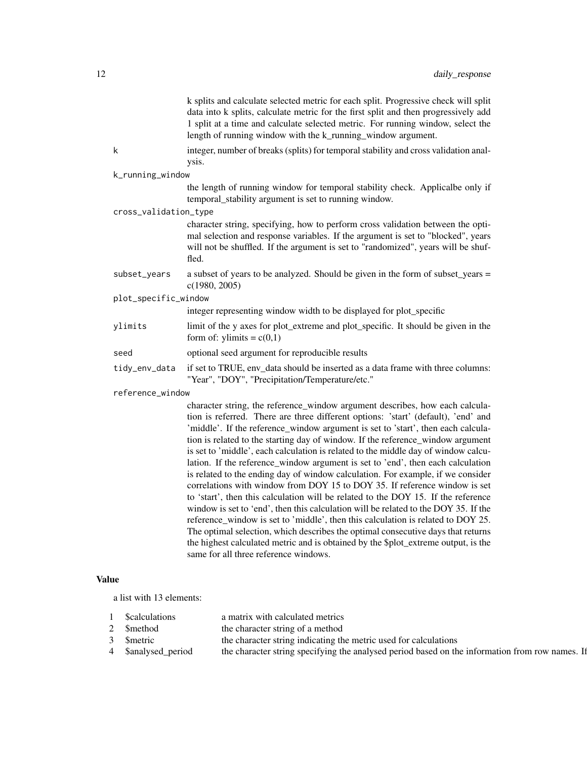k splits and calculate selected metric for each split. Progressive check will split data into k splits, calculate metric for the first split and then progressively add 1 split at a time and calculate selected metric. For running window, select the length of running window with the k_running_window argument.

`k`
: integer, number of breaks (splits) for temporal stability and cross validation analysis.

`k_running_window`
: the length of running window for temporal stability check. Applicalbe only if temporal_stability argument is set to running window.

`cross_validation_type`
: character string, specifying, how to perform cross validation between the optimal selection and response variables. If the argument is set to "blocked", years will not be shuffled. If the argument is set to "randomized", years will be shuffled.

`subset_years`
: a subset of years to be analyzed. Should be given in the form of subset_years = c(1980, 2005)

`plot_specific_window`
: integer representing window width to be displayed for plot_specific

`ylimits`
: limit of the y axes for plot_extreme and plot_specific. It should be given in the form of: ylimits = c(0,1)

`seed`
: optional seed argument for reproducible results

`tidy_env_data`
: if set to TRUE, env_data should be inserted as a data frame with three columns: "Year", "DOY", "Precipitation/Temperature/etc."

`reference_window`
: character string, the reference_window argument describes, how each calculation is referred. There are three different options: 'start' (default), 'end' and 'middle'. If the reference_window argument is set to 'start', then each calculation is related to the starting day of window. If the reference_window argument is set to 'middle', each calculation is related to the middle day of window calculation. If the reference_window argument is set to 'end', then each calculation is related to the ending day of window calculation. For example, if we consider correlations with window from DOY 15 to DOY 35. If reference window is set to 'start', then this calculation will be related to the DOY 15. If the reference window is set to 'end', then this calculation will be related to the DOY 35. If the reference_window is set to 'middle', then this calculation is related to DOY 25. The optimal selection, which describes the optimal consecutive days that returns the highest calculated metric and is obtained by the $plot_extreme output, is the same for all three reference windows.

## Value

a list with 13 elements:

| | | |
|---|---|---|
| 1 | $calculations | a matrix with calculated metrics |
| 2 | $method | the character string of a method |
| 3 | $metric | the character string indicating the metric used for calculations |
| 4 | $analysed_period | the character string specifying the analysed period based on the information from row names. If |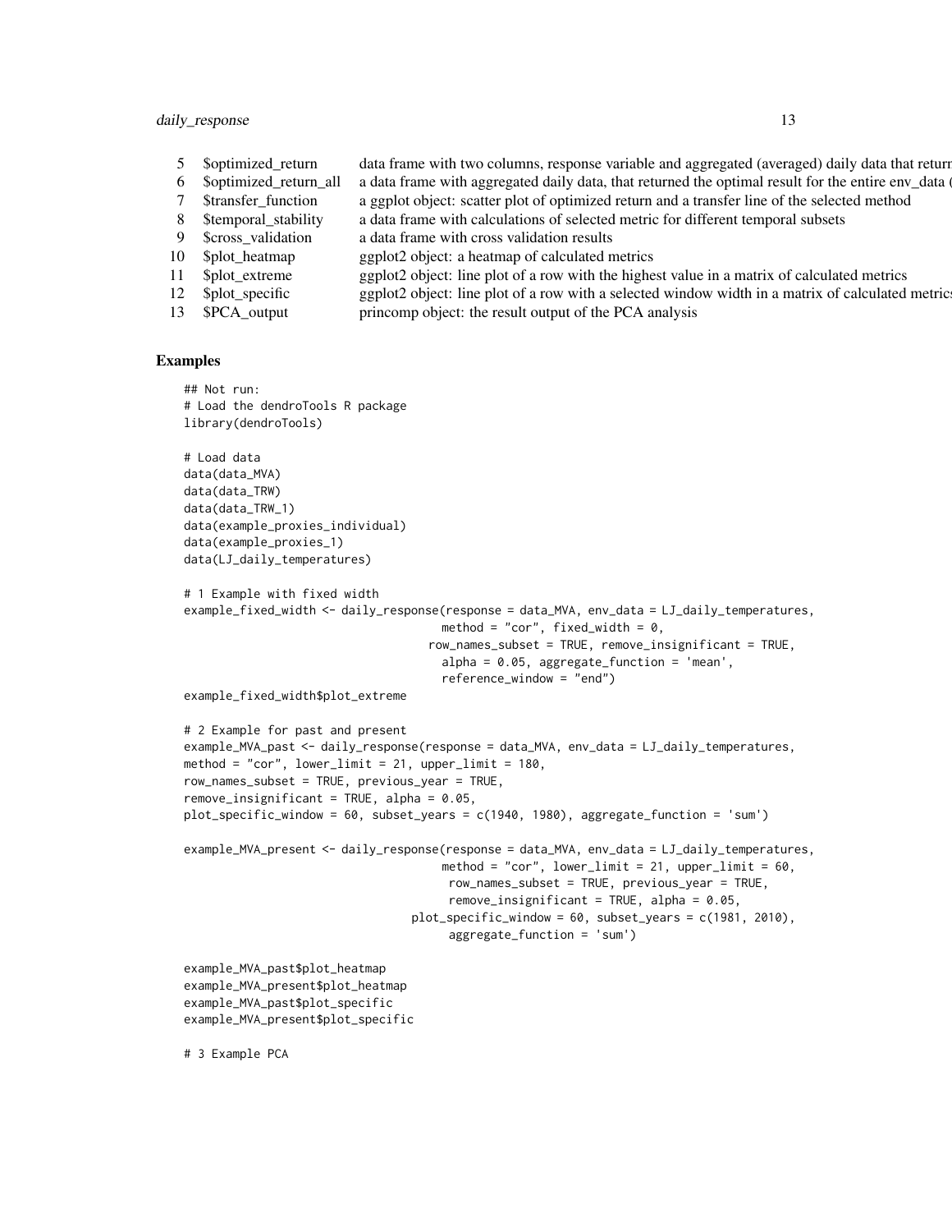| | | |
|---|---|---|
| 5 | $optimized_return | data frame with two columns, response variable and aggregated (averaged) daily data that return |
| 6 | $optimized_return_all | a data frame with aggregated daily data, that returned the optimal result for the entire env_data ( |
| 7 | $transfer_function | a ggplot object: scatter plot of optimized return and a transfer line of the selected method |
| 8 | $temporal_stability | a data frame with calculations of selected metric for different temporal subsets |
| 9 | $cross_validation | a data frame with cross validation results |
| 10 | $plot_heatmap | ggplot2 object: a heatmap of calculated metrics |
| 11 | $plot_extreme | ggplot2 object: line plot of a row with the highest value in a matrix of calculated metrics |
| 12 | $plot_specific | ggplot2 object: line plot of a row with a selected window width in a matrix of calculated metrics |
| 13 | $PCA_output | princomp object: the result output of the PCA analysis |

## Examples

```
## Not run:
# Load the dendroTools R package
library(dendroTools)

# Load data
data(data_MVA)
data(data_TRW)
data(data_TRW_1)
data(example_proxies_individual)
data(example_proxies_1)
data(LJ_daily_temperatures)

# 1 Example with fixed width
example_fixed_width <- daily_response(response = data_MVA, env_data = LJ_daily_temperatures,
                                     method = "cor", fixed_width = 0,
                                   row_names_subset = TRUE, remove_insignificant = TRUE,
                                     alpha = 0.05, aggregate_function = 'mean',
                                     reference_window = "end")
example_fixed_width$plot_extreme

# 2 Example for past and present
example_MVA_past <- daily_response(response = data_MVA, env_data = LJ_daily_temperatures,
method = "cor", lower_limit = 21, upper_limit = 180,
row_names_subset = TRUE, previous_year = TRUE,
remove_insignificant = TRUE, alpha = 0.05,
plot_specific_window = 60, subset_years = c(1940, 1980), aggregate_function = 'sum')

example_MVA_present <- daily_response(response = data_MVA, env_data = LJ_daily_temperatures,
                                     method = "cor", lower_limit = 21, upper_limit = 60,
                                      row_names_subset = TRUE, previous_year = TRUE,
                                      remove_insignificant = TRUE, alpha = 0.05,
                                plot_specific_window = 60, subset_years = c(1981, 2010),
                                      aggregate_function = 'sum')

example_MVA_past$plot_heatmap
example_MVA_present$plot_heatmap
example_MVA_past$plot_specific
example_MVA_present$plot_specific

# 3 Example PCA
```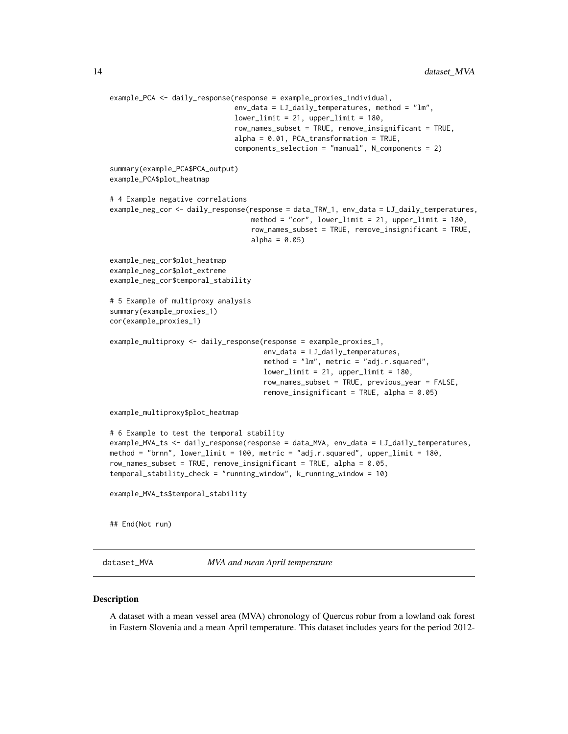```
example_PCA <- daily_response(response = example_proxies_individual,
                              env_data = LJ_daily_temperatures, method = "lm",
                              lower_limit = 21, upper_limit = 180,
                              row_names_subset = TRUE, remove_insignificant = TRUE,
                              alpha = 0.01, PCA_transformation = TRUE,
                              components_selection = "manual", N_components = 2)

summary(example_PCA$PCA_output)
example_PCA$plot_heatmap

# 4 Example negative correlations
example_neg_cor <- daily_response(response = data_TRW_1, env_data = LJ_daily_temperatures,
                                  method = "cor", lower_limit = 21, upper_limit = 180,
                                  row_names_subset = TRUE, remove_insignificant = TRUE,
                                  alpha = 0.05)

example_neg_cor$plot_heatmap
example_neg_cor$plot_extreme
example_neg_cor$temporal_stability

# 5 Example of multiproxy analysis
summary(example_proxies_1)
cor(example_proxies_1)

example_multiproxy <- daily_response(response = example_proxies_1,
                                     env_data = LJ_daily_temperatures,
                                     method = "lm", metric = "adj.r.squared",
                                     lower_limit = 21, upper_limit = 180,
                                     row_names_subset = TRUE, previous_year = FALSE,
                                     remove_insignificant = TRUE, alpha = 0.05)

example_multiproxy$plot_heatmap

# 6 Example to test the temporal stability
example_MVA_ts <- daily_response(response = data_MVA, env_data = LJ_daily_temperatures,
method = "brnn", lower_limit = 100, metric = "adj.r.squared", upper_limit = 180,
row_names_subset = TRUE, remove_insignificant = TRUE, alpha = 0.05,
temporal_stability_check = "running_window", k_running_window = 10)

example_MVA_ts$temporal_stability


## End(Not run)
```

## dataset_MVA *MVA and mean April temperature*

### Description

A dataset with a mean vessel area (MVA) chronology of Quercus robur from a lowland oak forest in Eastern Slovenia and a mean April temperature. This dataset includes years for the period 2012-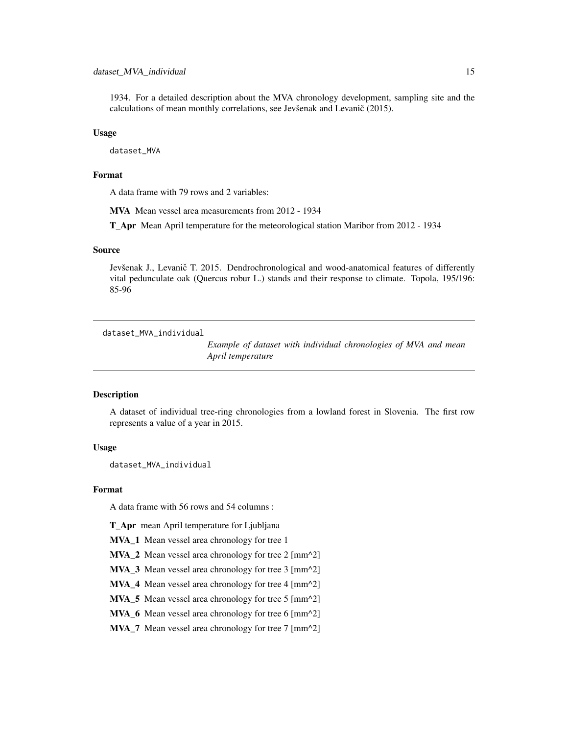1934. For a detailed description about the MVA chronology development, sampling site and the calculations of mean monthly correlations, see Jevšenak and Levanič (2015).

### Usage

```
dataset_MVA
```

### Format

A data frame with 79 rows and 2 variables:

**MVA** Mean vessel area measurements from 2012 - 1934

**T_Apr** Mean April temperature for the meteorological station Maribor from 2012 - 1934

### Source

Jevšenak J., Levanič T. 2015. Dendrochronological and wood-anatomical features of differently vital pedunculate oak (Quercus robur L.) stands and their response to climate. Topola, 195/196: 85-96

---

## dataset_MVA_individual

*Example of dataset with individual chronologies of MVA and mean April temperature*

### Description

A dataset of individual tree-ring chronologies from a lowland forest in Slovenia. The first row represents a value of a year in 2015.

### Usage

```
dataset_MVA_individual
```

### Format

A data frame with 56 rows and 54 columns :

**T_Apr** mean April temperature for Ljubljana

**MVA_1** Mean vessel area chronology for tree 1

**MVA_2** Mean vessel area chronology for tree 2 [mm^2]

**MVA_3** Mean vessel area chronology for tree 3 [mm^2]

**MVA_4** Mean vessel area chronology for tree 4 [mm^2]

**MVA_5** Mean vessel area chronology for tree 5 [mm^2]

**MVA_6** Mean vessel area chronology for tree 6 [mm^2]

**MVA_7** Mean vessel area chronology for tree 7 [mm^2]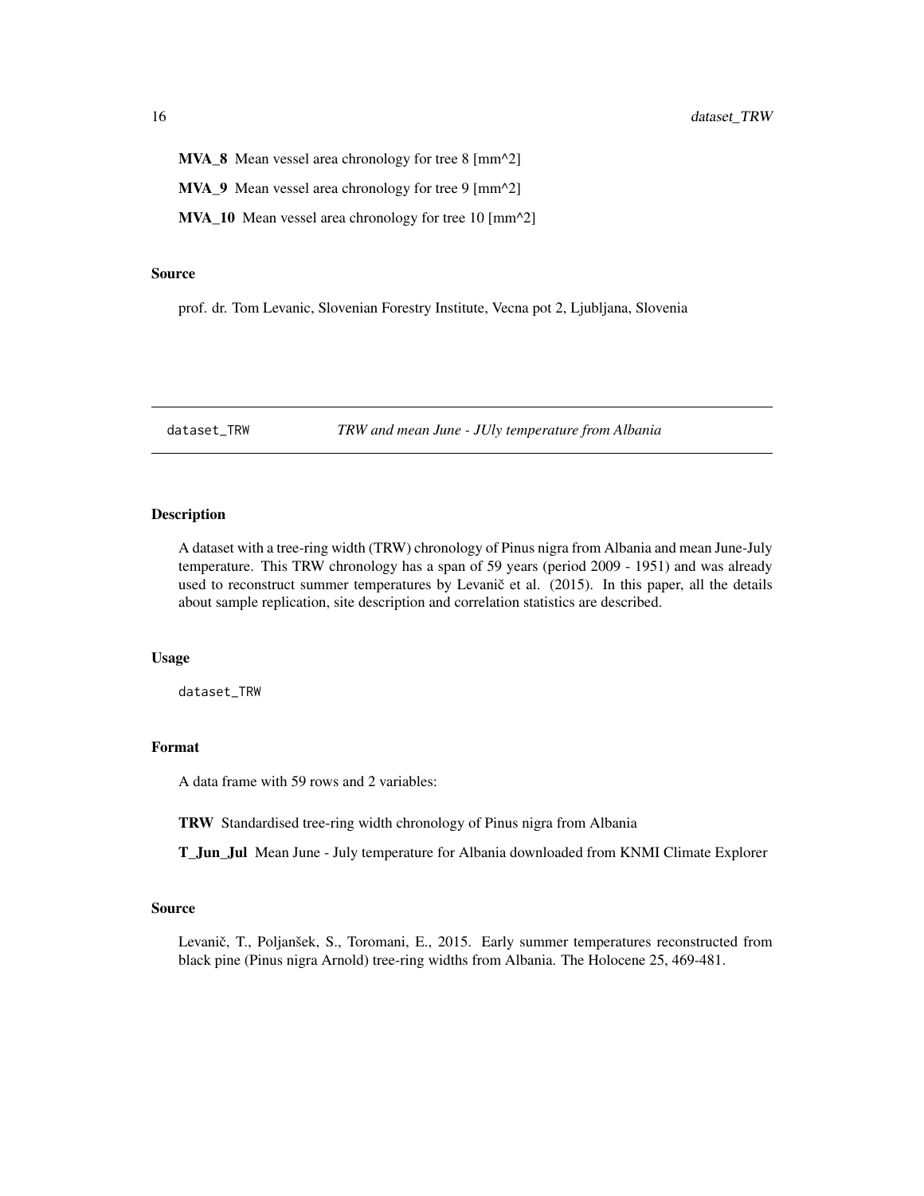**MVA_8** Mean vessel area chronology for tree 8 [mm^2]

**MVA_9** Mean vessel area chronology for tree 9 [mm^2]

**MVA_10** Mean vessel area chronology for tree 10 [mm^2]

### Source

prof. dr. Tom Levanic, Slovenian Forestry Institute, Vecna pot 2, Ljubljana, Slovenia

## dataset_TRW *TRW and mean June - JUly temperature from Albania*

### Description

A dataset with a tree-ring width (TRW) chronology of Pinus nigra from Albania and mean June-July temperature. This TRW chronology has a span of 59 years (period 2009 - 1951) and was already used to reconstruct summer temperatures by Levanič et al. (2015). In this paper, all the details about sample replication, site description and correlation statistics are described.

### Usage

```
dataset_TRW
```

### Format

A data frame with 59 rows and 2 variables:

**TRW** Standardised tree-ring width chronology of Pinus nigra from Albania

**T_Jun_Jul** Mean June - July temperature for Albania downloaded from KNMI Climate Explorer

### Source

Levanič, T., Poljanšek, S., Toromani, E., 2015. Early summer temperatures reconstructed from black pine (Pinus nigra Arnold) tree-ring widths from Albania. The Holocene 25, 469-481.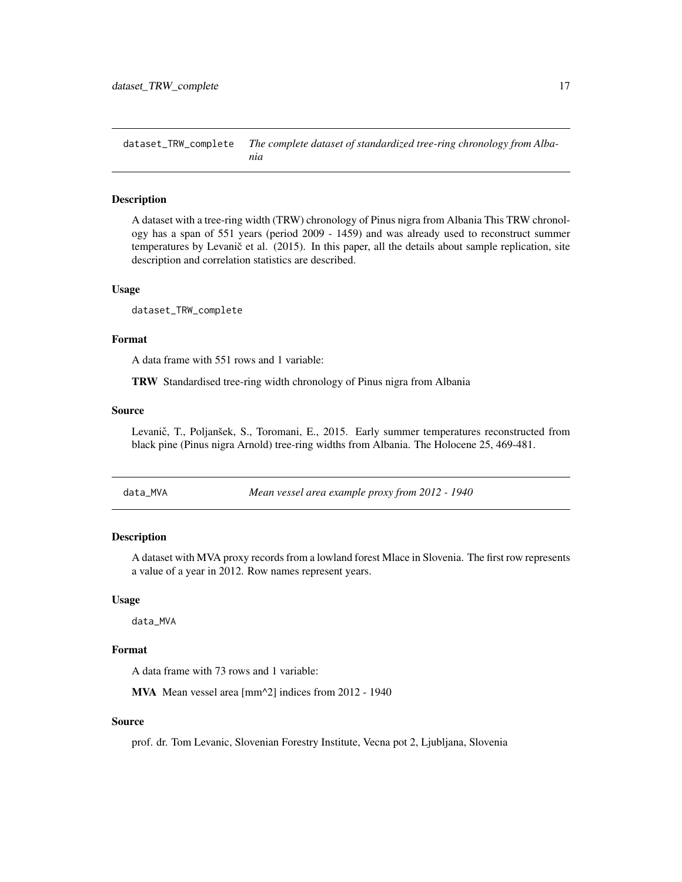## dataset_TRW_complete

*The complete dataset of standardized tree-ring chronology from Albania*

### Description

A dataset with a tree-ring width (TRW) chronology of Pinus nigra from Albania This TRW chronology has a span of 551 years (period 2009 - 1459) and was already used to reconstruct summer temperatures by Levanič et al. (2015). In this paper, all the details about sample replication, site description and correlation statistics are described.

### Usage

```
dataset_TRW_complete
```

### Format

A data frame with 551 rows and 1 variable:

**TRW** Standardised tree-ring width chronology of Pinus nigra from Albania

### Source

Levanič, T., Poljanšek, S., Toromani, E., 2015. Early summer temperatures reconstructed from black pine (Pinus nigra Arnold) tree-ring widths from Albania. The Holocene 25, 469-481.

## data_MVA

*Mean vessel area example proxy from 2012 - 1940*

### Description

A dataset with MVA proxy records from a lowland forest Mlace in Slovenia. The first row represents a value of a year in 2012. Row names represent years.

### Usage

```
data_MVA
```

### Format

A data frame with 73 rows and 1 variable:

**MVA** Mean vessel area [mm^2] indices from 2012 - 1940

### Source

prof. dr. Tom Levanic, Slovenian Forestry Institute, Vecna pot 2, Ljubljana, Slovenia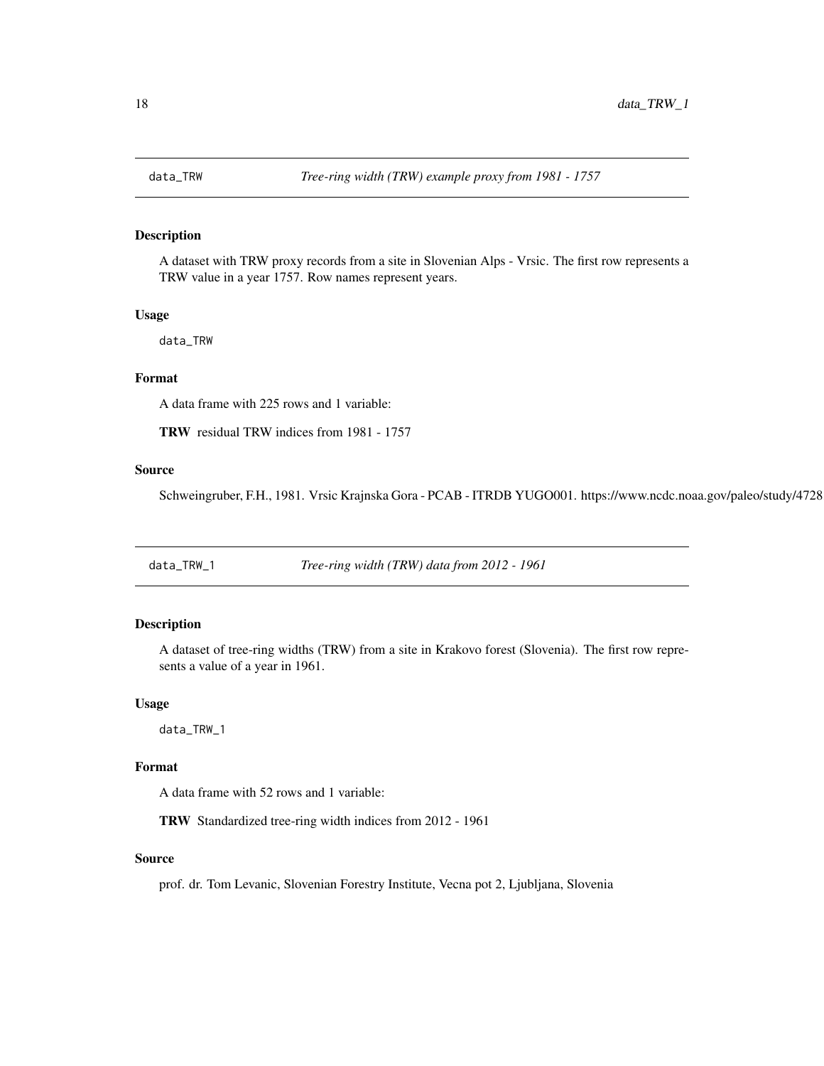## data_TRW — *Tree-ring width (TRW) example proxy from 1981 - 1757*

### Description

A dataset with TRW proxy records from a site in Slovenian Alps - Vrsic. The first row represents a TRW value in a year 1757. Row names represent years.

### Usage

```
data_TRW
```

### Format

A data frame with 225 rows and 1 variable:

**TRW** residual TRW indices from 1981 - 1757

### Source

Schweingruber, F.H., 1981. Vrsic Krajnska Gora - PCAB - ITRDB YUGO001. https://www.ncdc.noaa.gov/paleo/study/4728

## data_TRW_1 — *Tree-ring width (TRW) data from 2012 - 1961*

### Description

A dataset of tree-ring widths (TRW) from a site in Krakovo forest (Slovenia). The first row represents a value of a year in 1961.

### Usage

```
data_TRW_1
```

### Format

A data frame with 52 rows and 1 variable:

**TRW** Standardized tree-ring width indices from 2012 - 1961

### Source

prof. dr. Tom Levanic, Slovenian Forestry Institute, Vecna pot 2, Ljubljana, Slovenia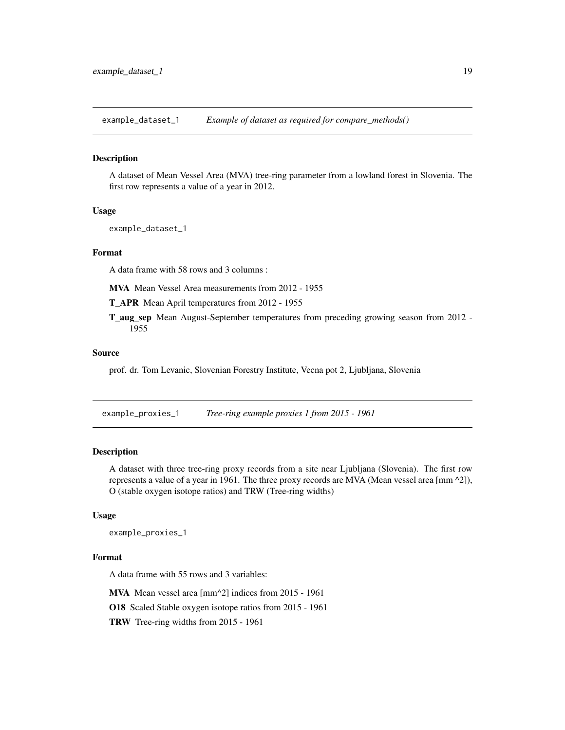## example_dataset_1 — *Example of dataset as required for compare_methods()*

### Description

A dataset of Mean Vessel Area (MVA) tree-ring parameter from a lowland forest in Slovenia. The first row represents a value of a year in 2012.

### Usage

```
example_dataset_1
```

### Format

A data frame with 58 rows and 3 columns :

**MVA** Mean Vessel Area measurements from 2012 - 1955

**T_APR** Mean April temperatures from 2012 - 1955

**T_aug_sep** Mean August-September temperatures from preceding growing season from 2012 - 1955

### Source

prof. dr. Tom Levanic, Slovenian Forestry Institute, Vecna pot 2, Ljubljana, Slovenia

## example_proxies_1 — *Tree-ring example proxies 1 from 2015 - 1961*

### Description

A dataset with three tree-ring proxy records from a site near Ljubljana (Slovenia). The first row represents a value of a year in 1961. The three proxy records are MVA (Mean vessel area [mm ^2]), O (stable oxygen isotope ratios) and TRW (Tree-ring widths)

### Usage

```
example_proxies_1
```

### Format

A data frame with 55 rows and 3 variables:

**MVA** Mean vessel area [mm^2] indices from 2015 - 1961

**O18** Scaled Stable oxygen isotope ratios from 2015 - 1961

**TRW** Tree-ring widths from 2015 - 1961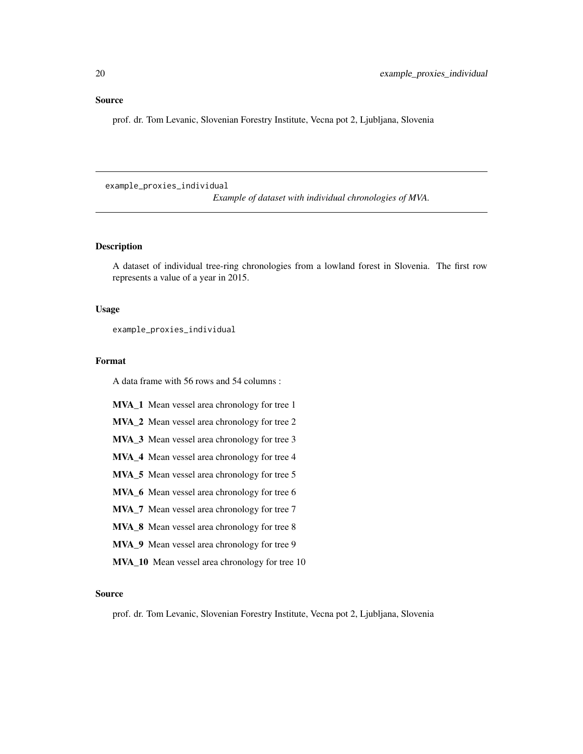## Source

prof. dr. Tom Levanic, Slovenian Forestry Institute, Vecna pot 2, Ljubljana, Slovenia

---

# example_proxies_individual

*Example of dataset with individual chronologies of MVA.*

---

## Description

A dataset of individual tree-ring chronologies from a lowland forest in Slovenia. The first row represents a value of a year in 2015.

## Usage

```
example_proxies_individual
```

## Format

A data frame with 56 rows and 54 columns :

- **MVA_1** Mean vessel area chronology for tree 1
- **MVA_2** Mean vessel area chronology for tree 2
- **MVA_3** Mean vessel area chronology for tree 3
- **MVA_4** Mean vessel area chronology for tree 4
- **MVA_5** Mean vessel area chronology for tree 5
- **MVA_6** Mean vessel area chronology for tree 6
- **MVA_7** Mean vessel area chronology for tree 7
- **MVA_8** Mean vessel area chronology for tree 8
- **MVA_9** Mean vessel area chronology for tree 9
- **MVA_10** Mean vessel area chronology for tree 10

## Source

prof. dr. Tom Levanic, Slovenian Forestry Institute, Vecna pot 2, Ljubljana, Slovenia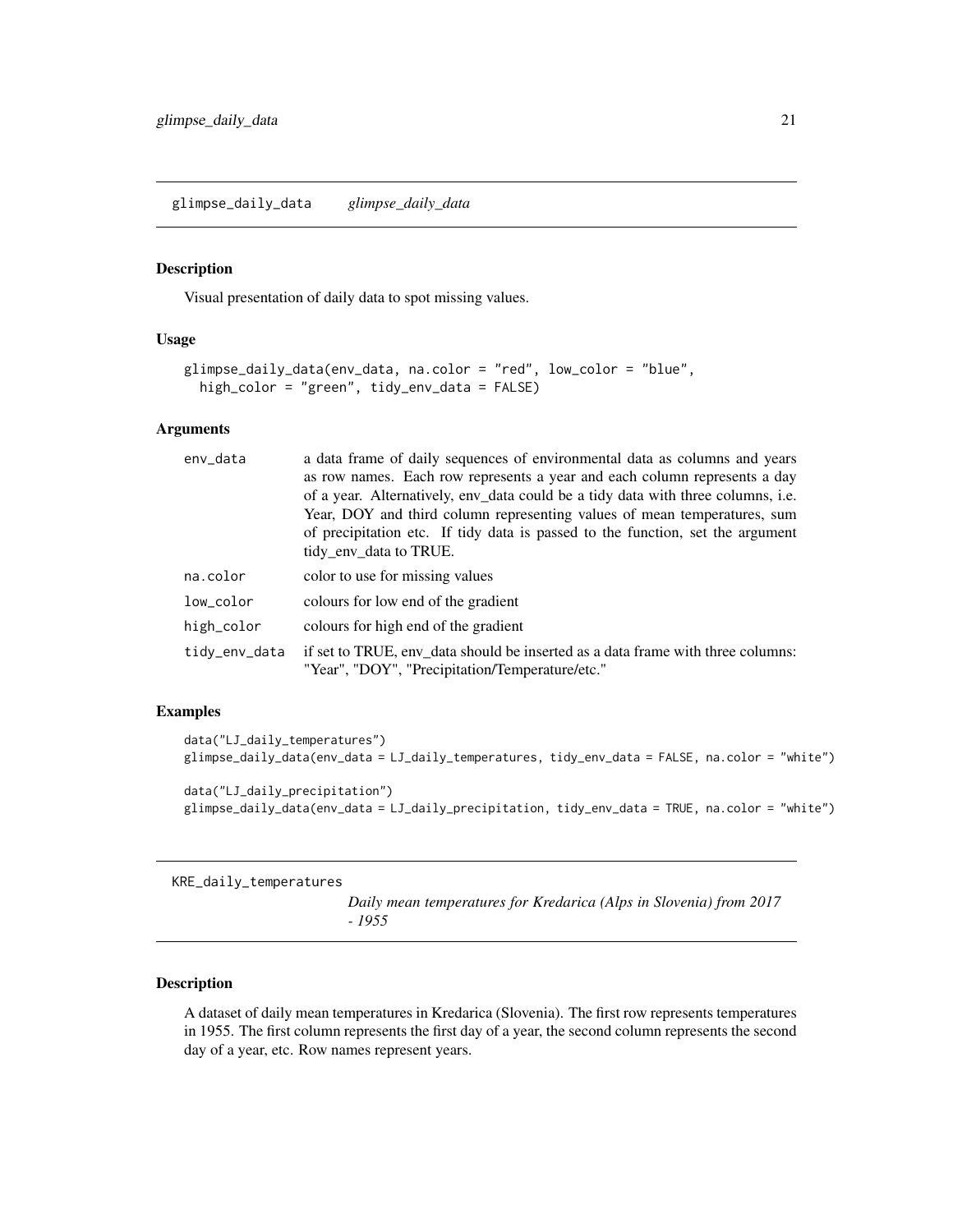## glimpse_daily_data *glimpse_daily_data*

### Description

Visual presentation of daily data to spot missing values.

### Usage

```
glimpse_daily_data(env_data, na.color = "red", low_color = "blue",
  high_color = "green", tidy_env_data = FALSE)
```

### Arguments

| | |
|---|---|
| env_data | a data frame of daily sequences of environmental data as columns and years as row names. Each row represents a year and each column represents a day of a year. Alternatively, env_data could be a tidy data with three columns, i.e. Year, DOY and third column representing values of mean temperatures, sum of precipitation etc. If tidy data is passed to the function, set the argument tidy_env_data to TRUE. |
| na.color | color to use for missing values |
| low_color | colours for low end of the gradient |
| high_color | colours for high end of the gradient |
| tidy_env_data | if set to TRUE, env_data should be inserted as a data frame with three columns: "Year", "DOY", "Precipitation/Temperature/etc." |

### Examples

```
data("LJ_daily_temperatures")
glimpse_daily_data(env_data = LJ_daily_temperatures, tidy_env_data = FALSE, na.color = "white")

data("LJ_daily_precipitation")
glimpse_daily_data(env_data = LJ_daily_precipitation, tidy_env_data = TRUE, na.color = "white")
```

## KRE_daily_temperatures *Daily mean temperatures for Kredarica (Alps in Slovenia) from 2017 - 1955*

### Description

A dataset of daily mean temperatures in Kredarica (Slovenia). The first row represents temperatures in 1955. The first column represents the first day of a year, the second column represents the second day of a year, etc. Row names represent years.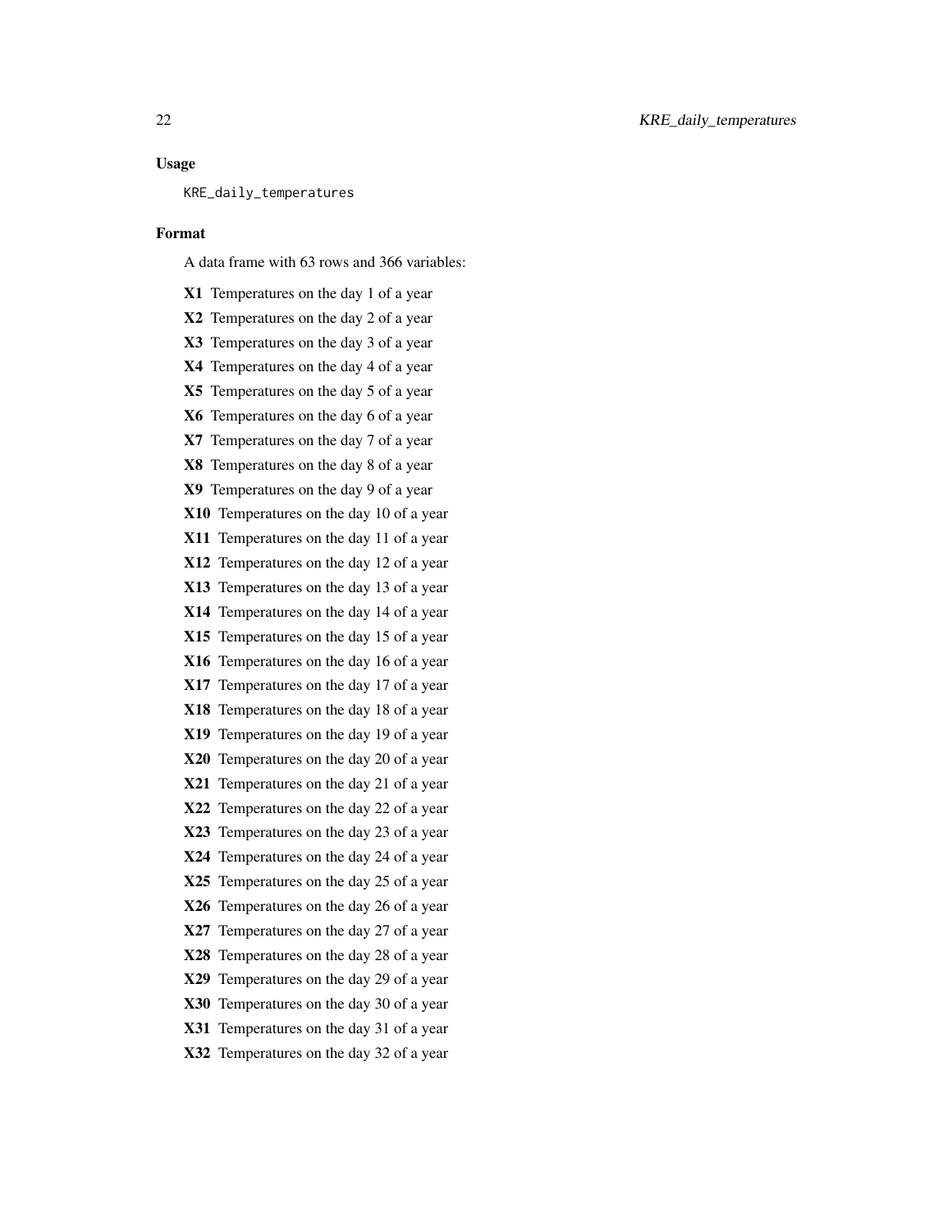### Usage

```
KRE_daily_temperatures
```

### Format

A data frame with 63 rows and 366 variables:

**X1** Temperatures on the day 1 of a year

**X2** Temperatures on the day 2 of a year

**X3** Temperatures on the day 3 of a year

**X4** Temperatures on the day 4 of a year

**X5** Temperatures on the day 5 of a year

**X6** Temperatures on the day 6 of a year

**X7** Temperatures on the day 7 of a year

**X8** Temperatures on the day 8 of a year

**X9** Temperatures on the day 9 of a year

**X10** Temperatures on the day 10 of a year

**X11** Temperatures on the day 11 of a year

**X12** Temperatures on the day 12 of a year

**X13** Temperatures on the day 13 of a year

**X14** Temperatures on the day 14 of a year

**X15** Temperatures on the day 15 of a year

**X16** Temperatures on the day 16 of a year

**X17** Temperatures on the day 17 of a year

**X18** Temperatures on the day 18 of a year

**X19** Temperatures on the day 19 of a year

**X20** Temperatures on the day 20 of a year

**X21** Temperatures on the day 21 of a year

**X22** Temperatures on the day 22 of a year

**X23** Temperatures on the day 23 of a year

**X24** Temperatures on the day 24 of a year

**X25** Temperatures on the day 25 of a year

**X26** Temperatures on the day 26 of a year

**X27** Temperatures on the day 27 of a year

**X28** Temperatures on the day 28 of a year

**X29** Temperatures on the day 29 of a year

**X30** Temperatures on the day 30 of a year

**X31** Temperatures on the day 31 of a year

**X32** Temperatures on the day 32 of a year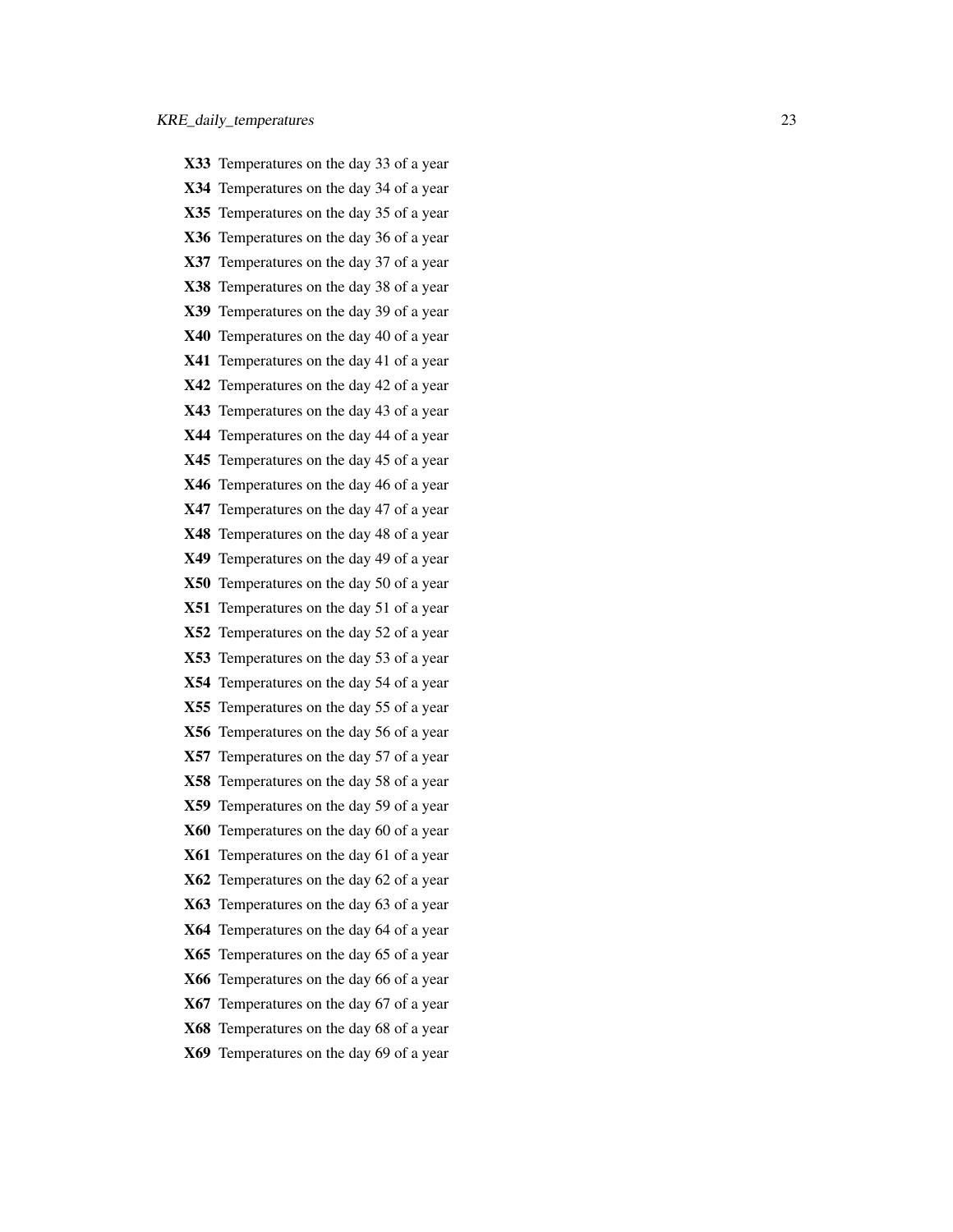**X33** Temperatures on the day 33 of a year

**X34** Temperatures on the day 34 of a year

**X35** Temperatures on the day 35 of a year

**X36** Temperatures on the day 36 of a year

**X37** Temperatures on the day 37 of a year

**X38** Temperatures on the day 38 of a year

**X39** Temperatures on the day 39 of a year

**X40** Temperatures on the day 40 of a year

**X41** Temperatures on the day 41 of a year

**X42** Temperatures on the day 42 of a year

**X43** Temperatures on the day 43 of a year

**X44** Temperatures on the day 44 of a year

**X45** Temperatures on the day 45 of a year

**X46** Temperatures on the day 46 of a year

**X47** Temperatures on the day 47 of a year

**X48** Temperatures on the day 48 of a year

**X49** Temperatures on the day 49 of a year

**X50** Temperatures on the day 50 of a year

**X51** Temperatures on the day 51 of a year

**X52** Temperatures on the day 52 of a year

**X53** Temperatures on the day 53 of a year

**X54** Temperatures on the day 54 of a year

**X55** Temperatures on the day 55 of a year

**X56** Temperatures on the day 56 of a year

**X57** Temperatures on the day 57 of a year

**X58** Temperatures on the day 58 of a year

**X59** Temperatures on the day 59 of a year

**X60** Temperatures on the day 60 of a year

**X61** Temperatures on the day 61 of a year

**X62** Temperatures on the day 62 of a year

**X63** Temperatures on the day 63 of a year

**X64** Temperatures on the day 64 of a year

**X65** Temperatures on the day 65 of a year

**X66** Temperatures on the day 66 of a year

**X67** Temperatures on the day 67 of a year

**X68** Temperatures on the day 68 of a year

**X69** Temperatures on the day 69 of a year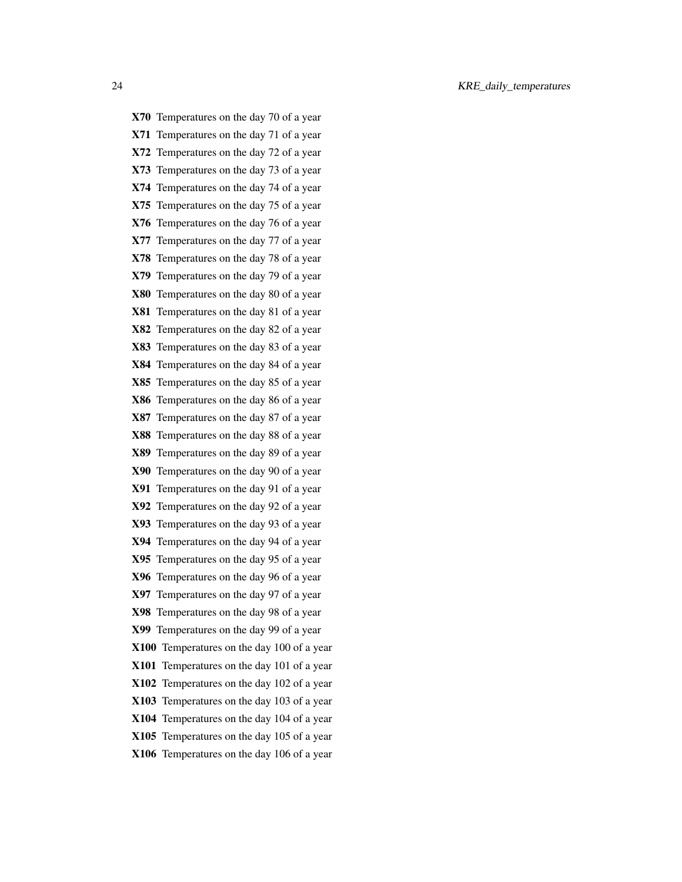**X70** Temperatures on the day 70 of a year

**X71** Temperatures on the day 71 of a year

**X72** Temperatures on the day 72 of a year

**X73** Temperatures on the day 73 of a year

**X74** Temperatures on the day 74 of a year

**X75** Temperatures on the day 75 of a year

**X76** Temperatures on the day 76 of a year

**X77** Temperatures on the day 77 of a year

**X78** Temperatures on the day 78 of a year

**X79** Temperatures on the day 79 of a year

**X80** Temperatures on the day 80 of a year

**X81** Temperatures on the day 81 of a year

**X82** Temperatures on the day 82 of a year

**X83** Temperatures on the day 83 of a year

**X84** Temperatures on the day 84 of a year

**X85** Temperatures on the day 85 of a year

**X86** Temperatures on the day 86 of a year

**X87** Temperatures on the day 87 of a year

**X88** Temperatures on the day 88 of a year

**X89** Temperatures on the day 89 of a year

**X90** Temperatures on the day 90 of a year

**X91** Temperatures on the day 91 of a year

**X92** Temperatures on the day 92 of a year

**X93** Temperatures on the day 93 of a year

**X94** Temperatures on the day 94 of a year

**X95** Temperatures on the day 95 of a year

**X96** Temperatures on the day 96 of a year

**X97** Temperatures on the day 97 of a year

**X98** Temperatures on the day 98 of a year

**X99** Temperatures on the day 99 of a year

**X100** Temperatures on the day 100 of a year

**X101** Temperatures on the day 101 of a year

**X102** Temperatures on the day 102 of a year

**X103** Temperatures on the day 103 of a year

**X104** Temperatures on the day 104 of a year

**X105** Temperatures on the day 105 of a year

**X106** Temperatures on the day 106 of a year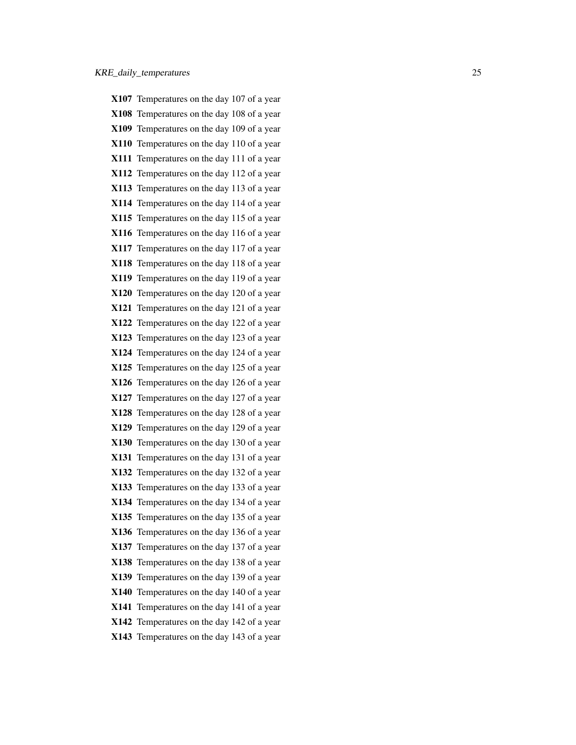**X107** Temperatures on the day 107 of a year

**X108** Temperatures on the day 108 of a year

**X109** Temperatures on the day 109 of a year

**X110** Temperatures on the day 110 of a year

**X111** Temperatures on the day 111 of a year

**X112** Temperatures on the day 112 of a year

**X113** Temperatures on the day 113 of a year

**X114** Temperatures on the day 114 of a year

**X115** Temperatures on the day 115 of a year

**X116** Temperatures on the day 116 of a year

**X117** Temperatures on the day 117 of a year

**X118** Temperatures on the day 118 of a year

**X119** Temperatures on the day 119 of a year

**X120** Temperatures on the day 120 of a year

**X121** Temperatures on the day 121 of a year

**X122** Temperatures on the day 122 of a year

**X123** Temperatures on the day 123 of a year

**X124** Temperatures on the day 124 of a year

**X125** Temperatures on the day 125 of a year

**X126** Temperatures on the day 126 of a year

**X127** Temperatures on the day 127 of a year

**X128** Temperatures on the day 128 of a year

**X129** Temperatures on the day 129 of a year

**X130** Temperatures on the day 130 of a year

**X131** Temperatures on the day 131 of a year

**X132** Temperatures on the day 132 of a year

**X133** Temperatures on the day 133 of a year

**X134** Temperatures on the day 134 of a year

**X135** Temperatures on the day 135 of a year

**X136** Temperatures on the day 136 of a year

**X137** Temperatures on the day 137 of a year

**X138** Temperatures on the day 138 of a year

**X139** Temperatures on the day 139 of a year

**X140** Temperatures on the day 140 of a year

**X141** Temperatures on the day 141 of a year

**X142** Temperatures on the day 142 of a year

**X143** Temperatures on the day 143 of a year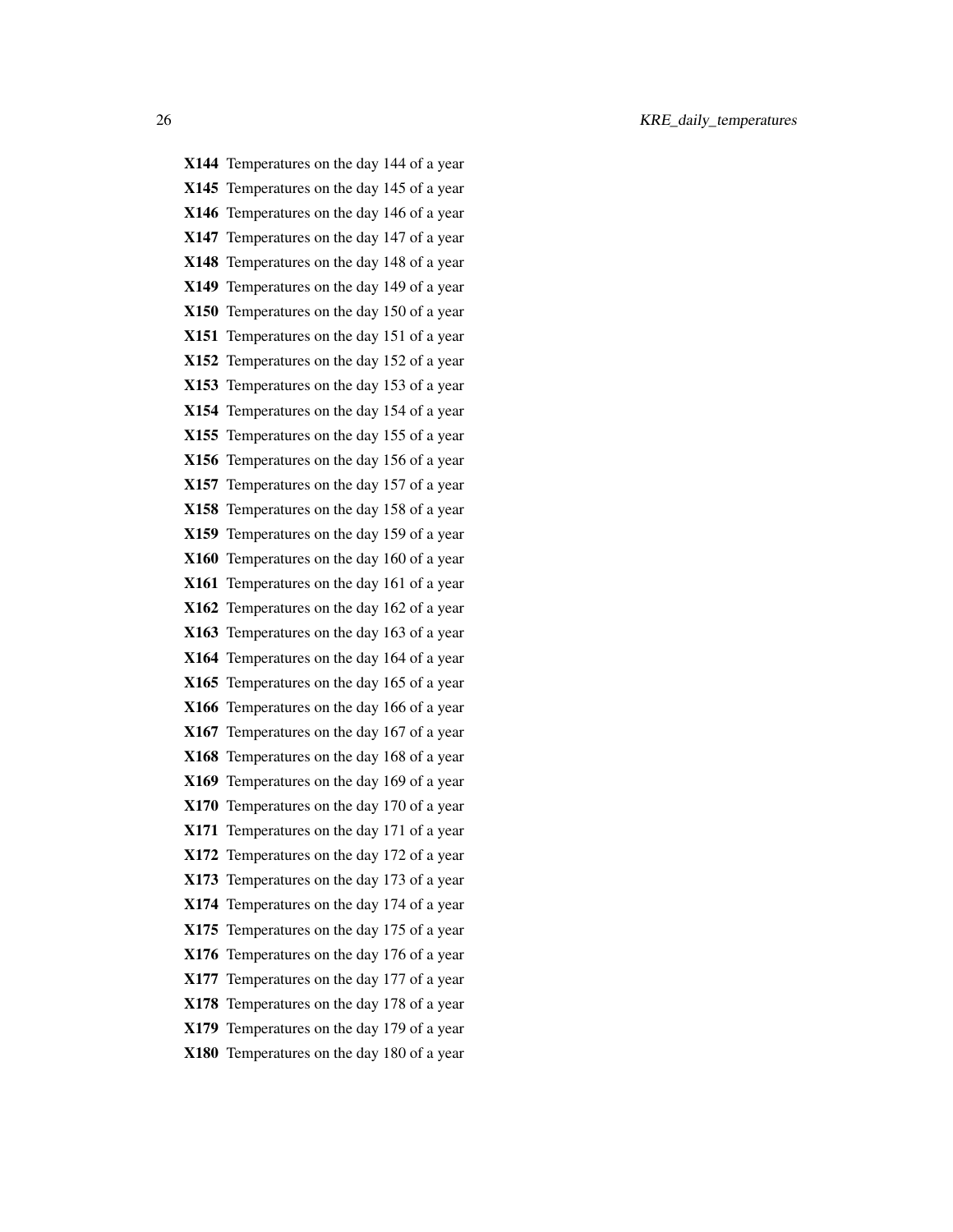**X144** Temperatures on the day 144 of a year
**X145** Temperatures on the day 145 of a year
**X146** Temperatures on the day 146 of a year
**X147** Temperatures on the day 147 of a year
**X148** Temperatures on the day 148 of a year
**X149** Temperatures on the day 149 of a year
**X150** Temperatures on the day 150 of a year
**X151** Temperatures on the day 151 of a year
**X152** Temperatures on the day 152 of a year
**X153** Temperatures on the day 153 of a year
**X154** Temperatures on the day 154 of a year
**X155** Temperatures on the day 155 of a year
**X156** Temperatures on the day 156 of a year
**X157** Temperatures on the day 157 of a year
**X158** Temperatures on the day 158 of a year
**X159** Temperatures on the day 159 of a year
**X160** Temperatures on the day 160 of a year
**X161** Temperatures on the day 161 of a year
**X162** Temperatures on the day 162 of a year
**X163** Temperatures on the day 163 of a year
**X164** Temperatures on the day 164 of a year
**X165** Temperatures on the day 165 of a year
**X166** Temperatures on the day 166 of a year
**X167** Temperatures on the day 167 of a year
**X168** Temperatures on the day 168 of a year
**X169** Temperatures on the day 169 of a year
**X170** Temperatures on the day 170 of a year
**X171** Temperatures on the day 171 of a year
**X172** Temperatures on the day 172 of a year
**X173** Temperatures on the day 173 of a year
**X174** Temperatures on the day 174 of a year
**X175** Temperatures on the day 175 of a year
**X176** Temperatures on the day 176 of a year
**X177** Temperatures on the day 177 of a year
**X178** Temperatures on the day 178 of a year
**X179** Temperatures on the day 179 of a year
**X180** Temperatures on the day 180 of a year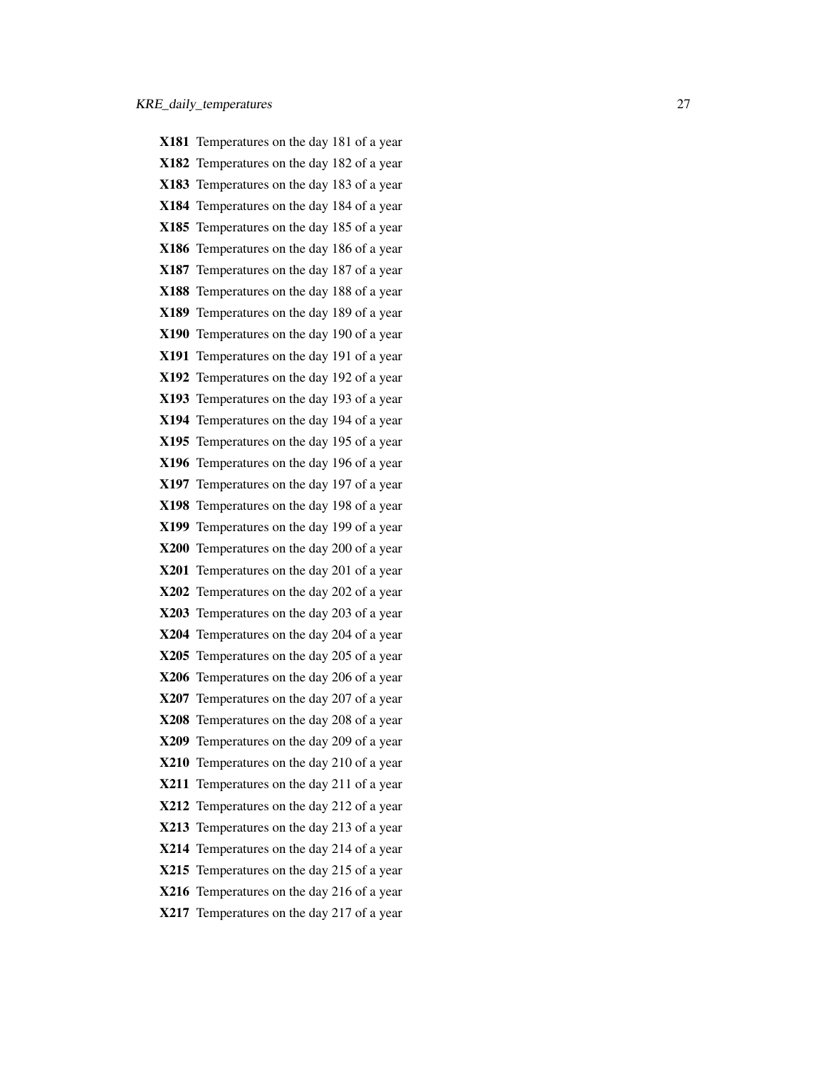**X181** Temperatures on the day 181 of a year

**X182** Temperatures on the day 182 of a year

**X183** Temperatures on the day 183 of a year

**X184** Temperatures on the day 184 of a year

**X185** Temperatures on the day 185 of a year

**X186** Temperatures on the day 186 of a year

**X187** Temperatures on the day 187 of a year

**X188** Temperatures on the day 188 of a year

**X189** Temperatures on the day 189 of a year

**X190** Temperatures on the day 190 of a year

**X191** Temperatures on the day 191 of a year

**X192** Temperatures on the day 192 of a year

**X193** Temperatures on the day 193 of a year

**X194** Temperatures on the day 194 of a year

**X195** Temperatures on the day 195 of a year

**X196** Temperatures on the day 196 of a year

**X197** Temperatures on the day 197 of a year

**X198** Temperatures on the day 198 of a year

**X199** Temperatures on the day 199 of a year

**X200** Temperatures on the day 200 of a year

**X201** Temperatures on the day 201 of a year

**X202** Temperatures on the day 202 of a year

**X203** Temperatures on the day 203 of a year

**X204** Temperatures on the day 204 of a year

**X205** Temperatures on the day 205 of a year

**X206** Temperatures on the day 206 of a year

**X207** Temperatures on the day 207 of a year

**X208** Temperatures on the day 208 of a year

**X209** Temperatures on the day 209 of a year

**X210** Temperatures on the day 210 of a year

**X211** Temperatures on the day 211 of a year

**X212** Temperatures on the day 212 of a year

**X213** Temperatures on the day 213 of a year

**X214** Temperatures on the day 214 of a year

**X215** Temperatures on the day 215 of a year

**X216** Temperatures on the day 216 of a year

**X217** Temperatures on the day 217 of a year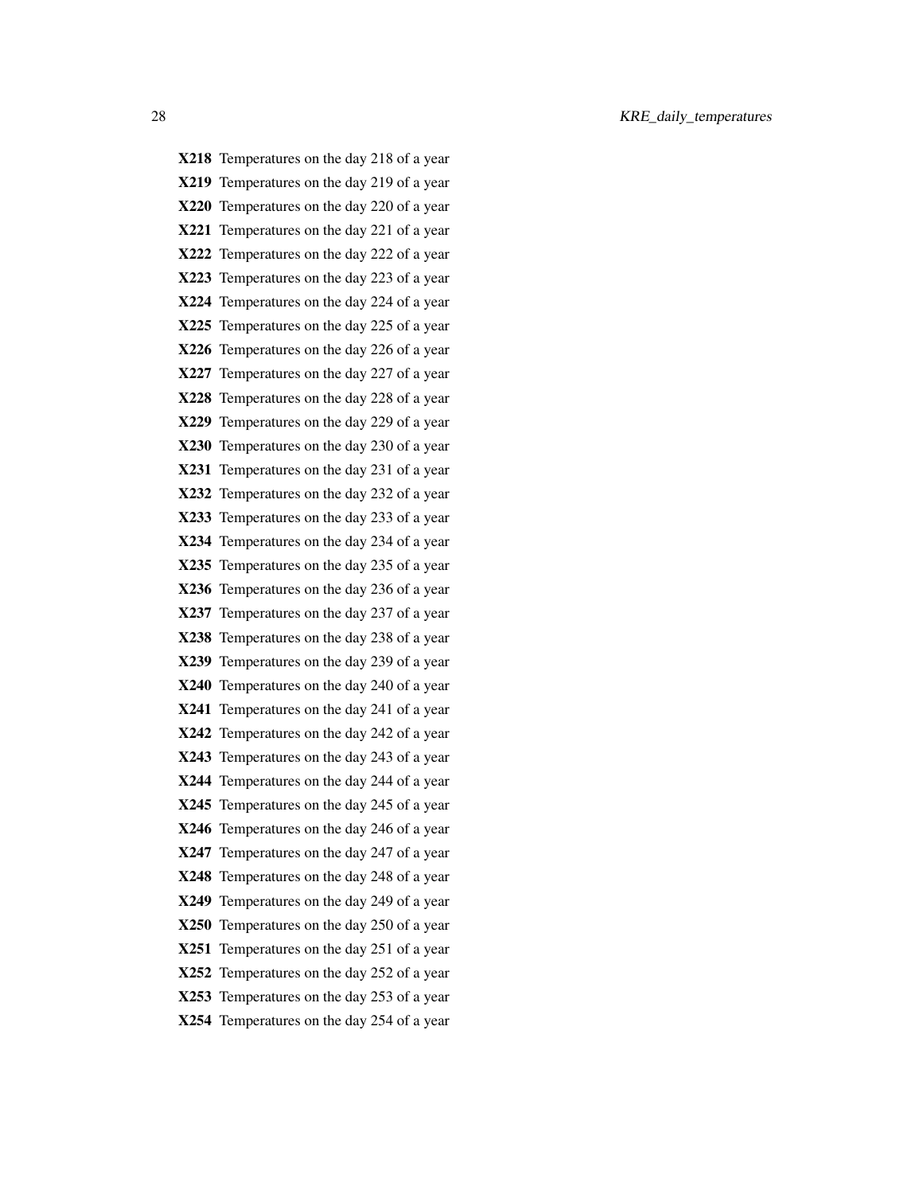**X218** Temperatures on the day 218 of a year
**X219** Temperatures on the day 219 of a year
**X220** Temperatures on the day 220 of a year
**X221** Temperatures on the day 221 of a year
**X222** Temperatures on the day 222 of a year
**X223** Temperatures on the day 223 of a year
**X224** Temperatures on the day 224 of a year
**X225** Temperatures on the day 225 of a year
**X226** Temperatures on the day 226 of a year
**X227** Temperatures on the day 227 of a year
**X228** Temperatures on the day 228 of a year
**X229** Temperatures on the day 229 of a year
**X230** Temperatures on the day 230 of a year
**X231** Temperatures on the day 231 of a year
**X232** Temperatures on the day 232 of a year
**X233** Temperatures on the day 233 of a year
**X234** Temperatures on the day 234 of a year
**X235** Temperatures on the day 235 of a year
**X236** Temperatures on the day 236 of a year
**X237** Temperatures on the day 237 of a year
**X238** Temperatures on the day 238 of a year
**X239** Temperatures on the day 239 of a year
**X240** Temperatures on the day 240 of a year
**X241** Temperatures on the day 241 of a year
**X242** Temperatures on the day 242 of a year
**X243** Temperatures on the day 243 of a year
**X244** Temperatures on the day 244 of a year
**X245** Temperatures on the day 245 of a year
**X246** Temperatures on the day 246 of a year
**X247** Temperatures on the day 247 of a year
**X248** Temperatures on the day 248 of a year
**X249** Temperatures on the day 249 of a year
**X250** Temperatures on the day 250 of a year
**X251** Temperatures on the day 251 of a year
**X252** Temperatures on the day 252 of a year
**X253** Temperatures on the day 253 of a year
**X254** Temperatures on the day 254 of a year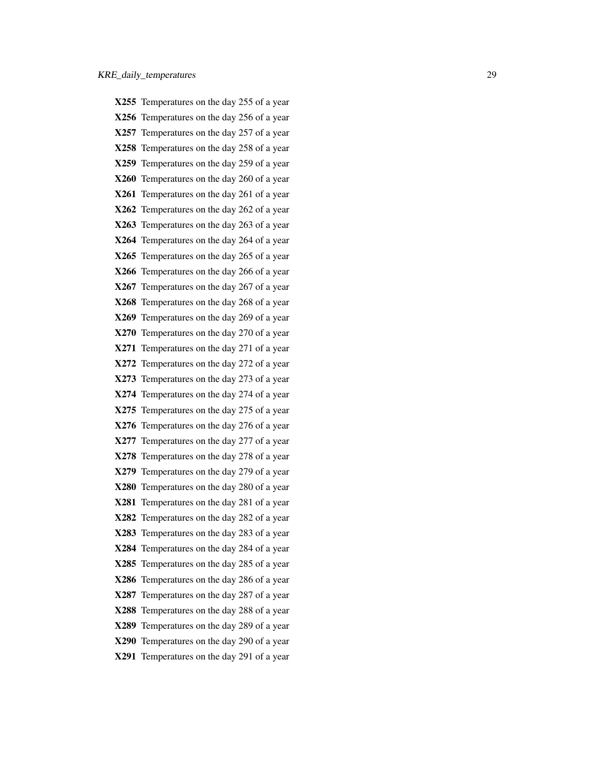**X255** Temperatures on the day 255 of a year

**X256** Temperatures on the day 256 of a year

**X257** Temperatures on the day 257 of a year

**X258** Temperatures on the day 258 of a year

**X259** Temperatures on the day 259 of a year

**X260** Temperatures on the day 260 of a year

**X261** Temperatures on the day 261 of a year

**X262** Temperatures on the day 262 of a year

**X263** Temperatures on the day 263 of a year

**X264** Temperatures on the day 264 of a year

**X265** Temperatures on the day 265 of a year

**X266** Temperatures on the day 266 of a year

**X267** Temperatures on the day 267 of a year

**X268** Temperatures on the day 268 of a year

**X269** Temperatures on the day 269 of a year

**X270** Temperatures on the day 270 of a year

**X271** Temperatures on the day 271 of a year

**X272** Temperatures on the day 272 of a year

**X273** Temperatures on the day 273 of a year

**X274** Temperatures on the day 274 of a year

**X275** Temperatures on the day 275 of a year

**X276** Temperatures on the day 276 of a year

**X277** Temperatures on the day 277 of a year

**X278** Temperatures on the day 278 of a year

**X279** Temperatures on the day 279 of a year

**X280** Temperatures on the day 280 of a year

**X281** Temperatures on the day 281 of a year

**X282** Temperatures on the day 282 of a year

**X283** Temperatures on the day 283 of a year

**X284** Temperatures on the day 284 of a year

**X285** Temperatures on the day 285 of a year

**X286** Temperatures on the day 286 of a year

**X287** Temperatures on the day 287 of a year

**X288** Temperatures on the day 288 of a year

**X289** Temperatures on the day 289 of a year

**X290** Temperatures on the day 290 of a year

**X291** Temperatures on the day 291 of a year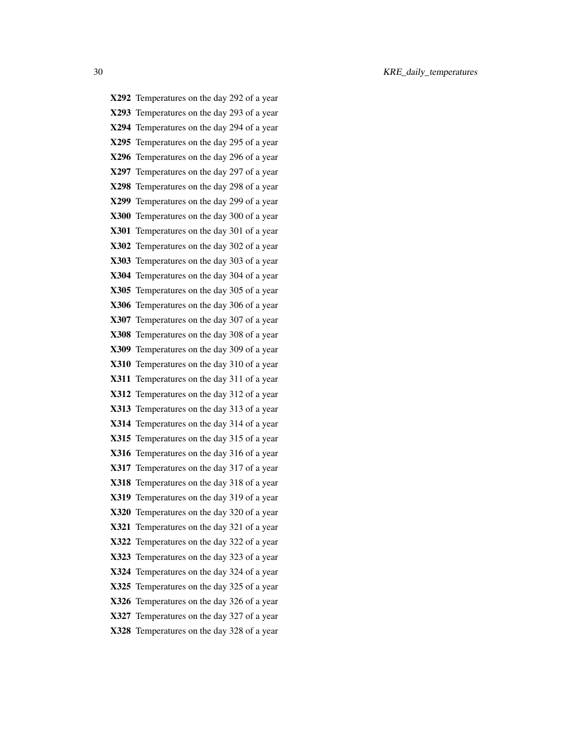**X292** Temperatures on the day 292 of a year
**X293** Temperatures on the day 293 of a year
**X294** Temperatures on the day 294 of a year
**X295** Temperatures on the day 295 of a year
**X296** Temperatures on the day 296 of a year
**X297** Temperatures on the day 297 of a year
**X298** Temperatures on the day 298 of a year
**X299** Temperatures on the day 299 of a year
**X300** Temperatures on the day 300 of a year
**X301** Temperatures on the day 301 of a year
**X302** Temperatures on the day 302 of a year
**X303** Temperatures on the day 303 of a year
**X304** Temperatures on the day 304 of a year
**X305** Temperatures on the day 305 of a year
**X306** Temperatures on the day 306 of a year
**X307** Temperatures on the day 307 of a year
**X308** Temperatures on the day 308 of a year
**X309** Temperatures on the day 309 of a year
**X310** Temperatures on the day 310 of a year
**X311** Temperatures on the day 311 of a year
**X312** Temperatures on the day 312 of a year
**X313** Temperatures on the day 313 of a year
**X314** Temperatures on the day 314 of a year
**X315** Temperatures on the day 315 of a year
**X316** Temperatures on the day 316 of a year
**X317** Temperatures on the day 317 of a year
**X318** Temperatures on the day 318 of a year
**X319** Temperatures on the day 319 of a year
**X320** Temperatures on the day 320 of a year
**X321** Temperatures on the day 321 of a year
**X322** Temperatures on the day 322 of a year
**X323** Temperatures on the day 323 of a year
**X324** Temperatures on the day 324 of a year
**X325** Temperatures on the day 325 of a year
**X326** Temperatures on the day 326 of a year
**X327** Temperatures on the day 327 of a year
**X328** Temperatures on the day 328 of a year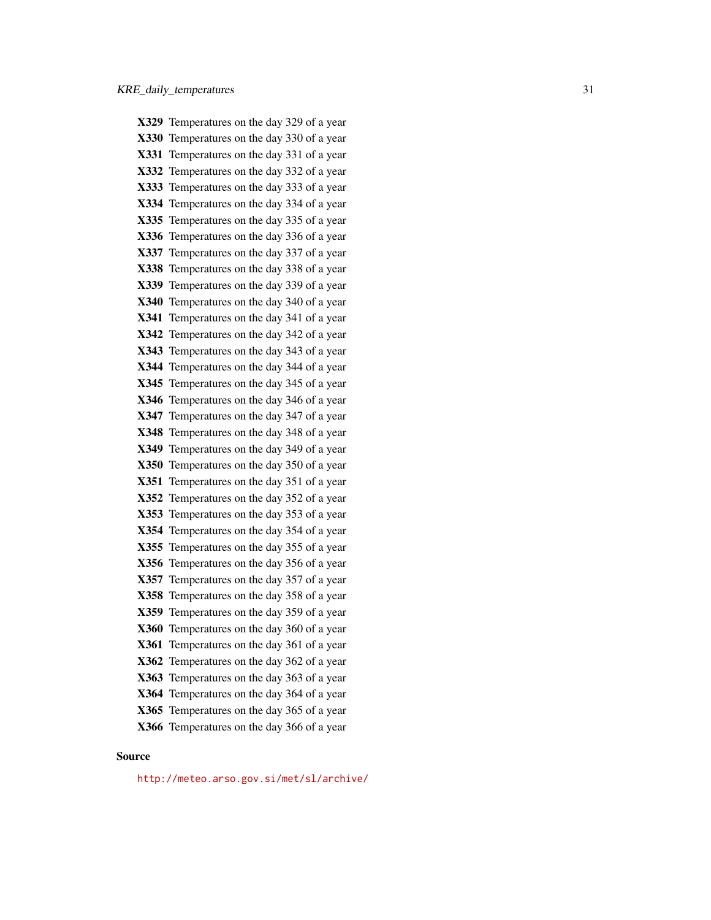**X329** Temperatures on the day 329 of a year

**X330** Temperatures on the day 330 of a year

**X331** Temperatures on the day 331 of a year

**X332** Temperatures on the day 332 of a year

**X333** Temperatures on the day 333 of a year

**X334** Temperatures on the day 334 of a year

**X335** Temperatures on the day 335 of a year

**X336** Temperatures on the day 336 of a year

**X337** Temperatures on the day 337 of a year

**X338** Temperatures on the day 338 of a year

**X339** Temperatures on the day 339 of a year

**X340** Temperatures on the day 340 of a year

**X341** Temperatures on the day 341 of a year

**X342** Temperatures on the day 342 of a year

**X343** Temperatures on the day 343 of a year

**X344** Temperatures on the day 344 of a year

**X345** Temperatures on the day 345 of a year

**X346** Temperatures on the day 346 of a year

**X347** Temperatures on the day 347 of a year

**X348** Temperatures on the day 348 of a year

**X349** Temperatures on the day 349 of a year

**X350** Temperatures on the day 350 of a year

**X351** Temperatures on the day 351 of a year

**X352** Temperatures on the day 352 of a year

**X353** Temperatures on the day 353 of a year

**X354** Temperatures on the day 354 of a year

**X355** Temperatures on the day 355 of a year

**X356** Temperatures on the day 356 of a year

**X357** Temperatures on the day 357 of a year

**X358** Temperatures on the day 358 of a year

**X359** Temperatures on the day 359 of a year

**X360** Temperatures on the day 360 of a year

**X361** Temperatures on the day 361 of a year

**X362** Temperatures on the day 362 of a year

**X363** Temperatures on the day 363 of a year

**X364** Temperatures on the day 364 of a year

**X365** Temperatures on the day 365 of a year

**X366** Temperatures on the day 366 of a year

### Source

http://meteo.arso.gov.si/met/sl/archive/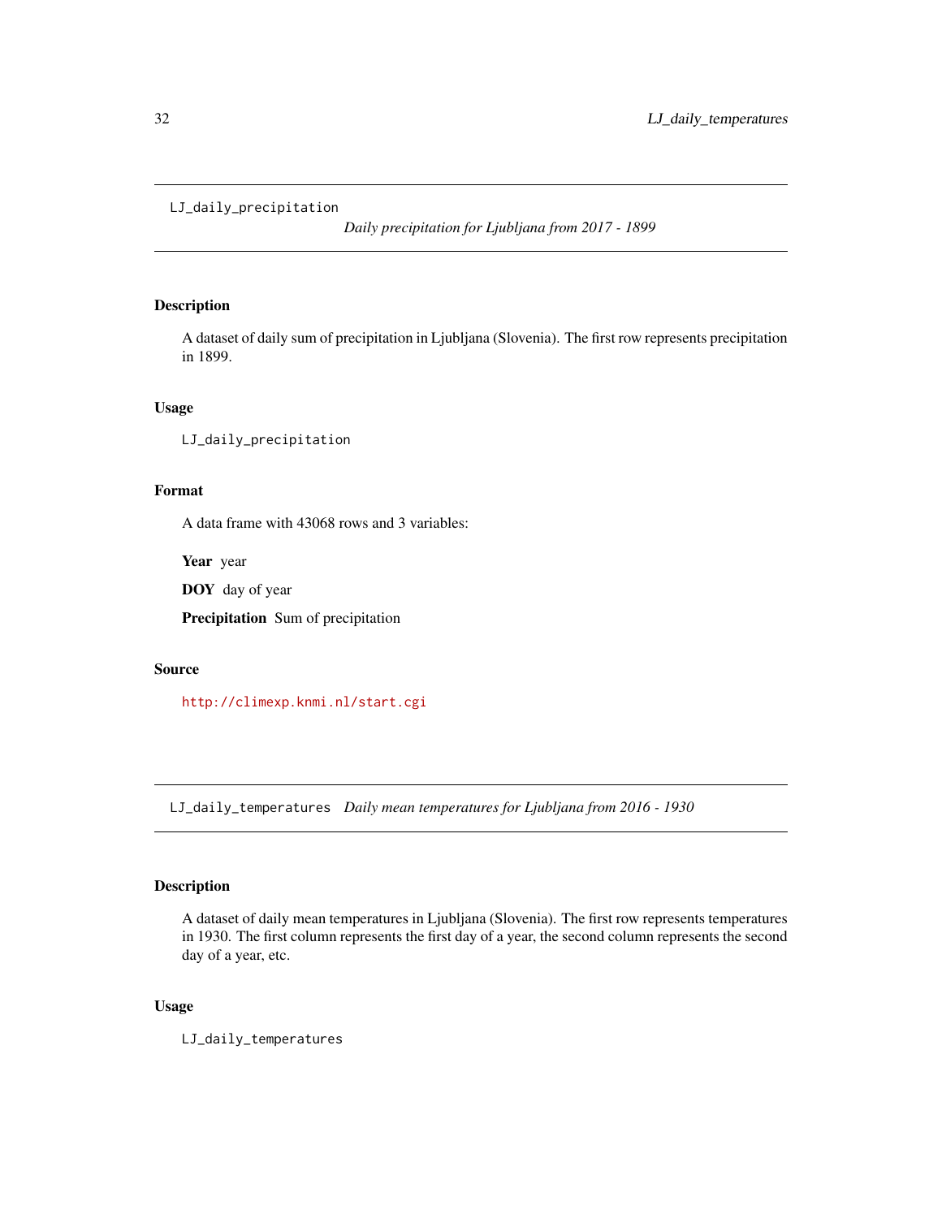## LJ_daily_precipitation — *Daily precipitation for Ljubljana from 2017 - 1899*

### Description

A dataset of daily sum of precipitation in Ljubljana (Slovenia). The first row represents precipitation in 1899.

### Usage

```
LJ_daily_precipitation
```

### Format

A data frame with 43068 rows and 3 variables:

**Year** year

**DOY** day of year

**Precipitation** Sum of precipitation

### Source

http://climexp.knmi.nl/start.cgi

## LJ_daily_temperatures — *Daily mean temperatures for Ljubljana from 2016 - 1930*

### Description

A dataset of daily mean temperatures in Ljubljana (Slovenia). The first row represents temperatures in 1930. The first column represents the first day of a year, the second column represents the second day of a year, etc.

### Usage

```
LJ_daily_temperatures
```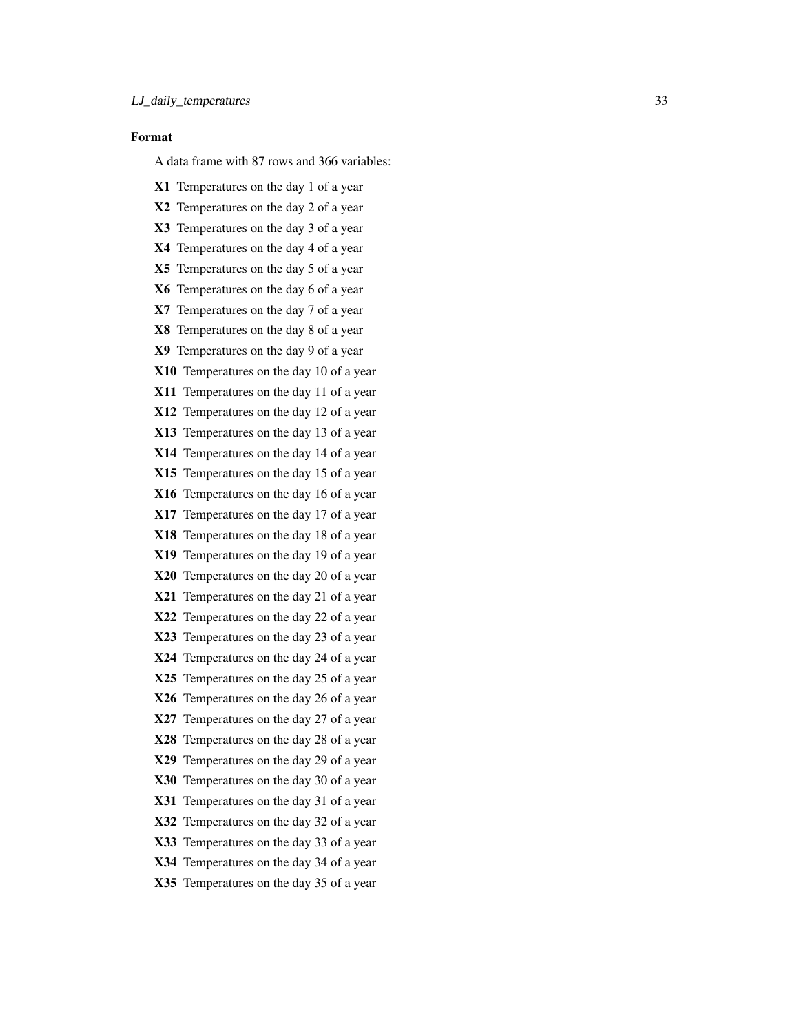### Format

A data frame with 87 rows and 366 variables:

**X1** Temperatures on the day 1 of a year

**X2** Temperatures on the day 2 of a year

**X3** Temperatures on the day 3 of a year

**X4** Temperatures on the day 4 of a year

**X5** Temperatures on the day 5 of a year

**X6** Temperatures on the day 6 of a year

**X7** Temperatures on the day 7 of a year

**X8** Temperatures on the day 8 of a year

**X9** Temperatures on the day 9 of a year

**X10** Temperatures on the day 10 of a year

**X11** Temperatures on the day 11 of a year

**X12** Temperatures on the day 12 of a year

**X13** Temperatures on the day 13 of a year

**X14** Temperatures on the day 14 of a year

**X15** Temperatures on the day 15 of a year

**X16** Temperatures on the day 16 of a year

**X17** Temperatures on the day 17 of a year

**X18** Temperatures on the day 18 of a year

**X19** Temperatures on the day 19 of a year

**X20** Temperatures on the day 20 of a year

**X21** Temperatures on the day 21 of a year

**X22** Temperatures on the day 22 of a year

**X23** Temperatures on the day 23 of a year

**X24** Temperatures on the day 24 of a year

**X25** Temperatures on the day 25 of a year

**X26** Temperatures on the day 26 of a year

**X27** Temperatures on the day 27 of a year

**X28** Temperatures on the day 28 of a year

**X29** Temperatures on the day 29 of a year

**X30** Temperatures on the day 30 of a year

**X31** Temperatures on the day 31 of a year

**X32** Temperatures on the day 32 of a year

**X33** Temperatures on the day 33 of a year

**X34** Temperatures on the day 34 of a year

**X35** Temperatures on the day 35 of a year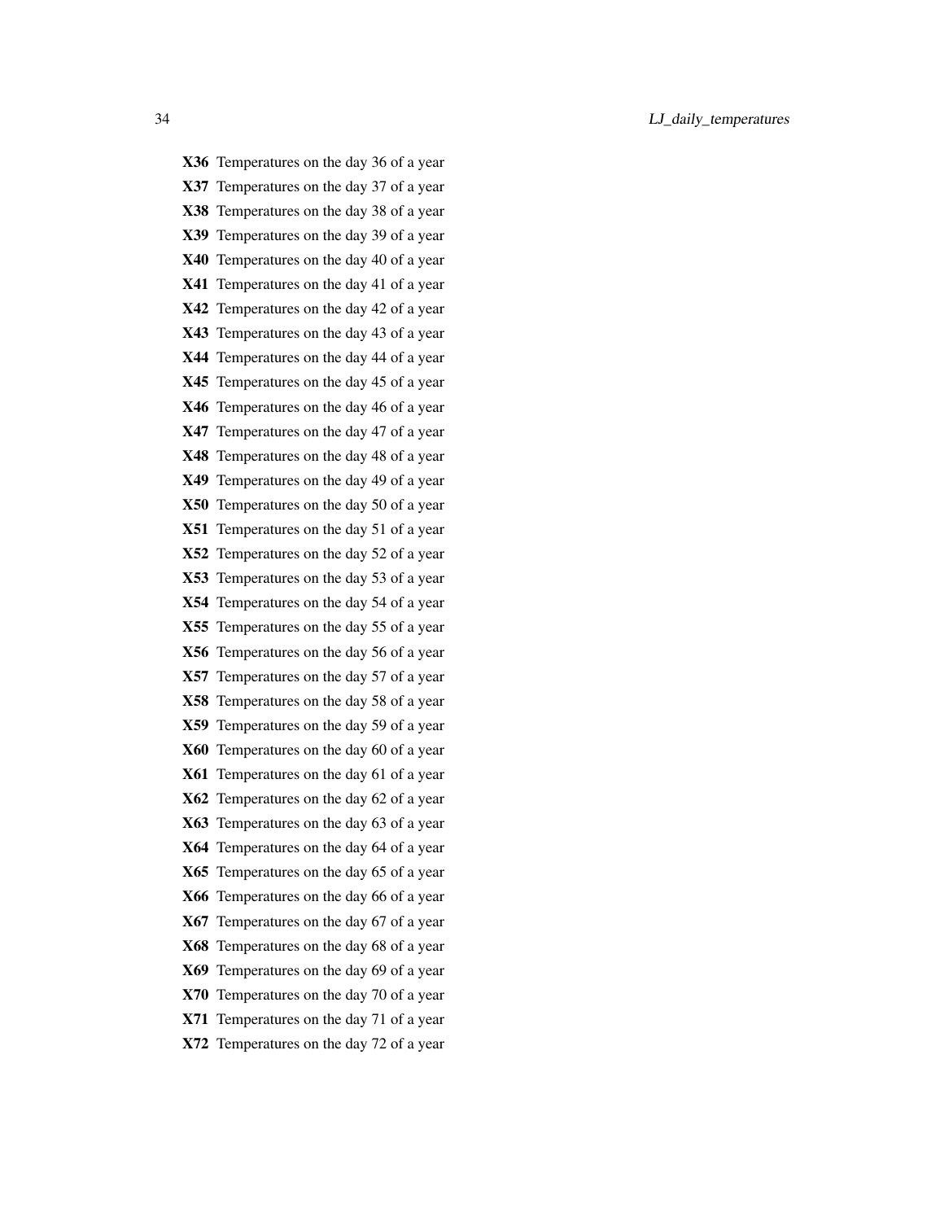**X36** Temperatures on the day 36 of a year

**X37** Temperatures on the day 37 of a year

**X38** Temperatures on the day 38 of a year

**X39** Temperatures on the day 39 of a year

**X40** Temperatures on the day 40 of a year

**X41** Temperatures on the day 41 of a year

**X42** Temperatures on the day 42 of a year

**X43** Temperatures on the day 43 of a year

**X44** Temperatures on the day 44 of a year

**X45** Temperatures on the day 45 of a year

**X46** Temperatures on the day 46 of a year

**X47** Temperatures on the day 47 of a year

**X48** Temperatures on the day 48 of a year

**X49** Temperatures on the day 49 of a year

**X50** Temperatures on the day 50 of a year

**X51** Temperatures on the day 51 of a year

**X52** Temperatures on the day 52 of a year

**X53** Temperatures on the day 53 of a year

**X54** Temperatures on the day 54 of a year

**X55** Temperatures on the day 55 of a year

**X56** Temperatures on the day 56 of a year

**X57** Temperatures on the day 57 of a year

**X58** Temperatures on the day 58 of a year

**X59** Temperatures on the day 59 of a year

**X60** Temperatures on the day 60 of a year

**X61** Temperatures on the day 61 of a year

**X62** Temperatures on the day 62 of a year

**X63** Temperatures on the day 63 of a year

**X64** Temperatures on the day 64 of a year

**X65** Temperatures on the day 65 of a year

**X66** Temperatures on the day 66 of a year

**X67** Temperatures on the day 67 of a year

**X68** Temperatures on the day 68 of a year

**X69** Temperatures on the day 69 of a year

**X70** Temperatures on the day 70 of a year

**X71** Temperatures on the day 71 of a year

**X72** Temperatures on the day 72 of a year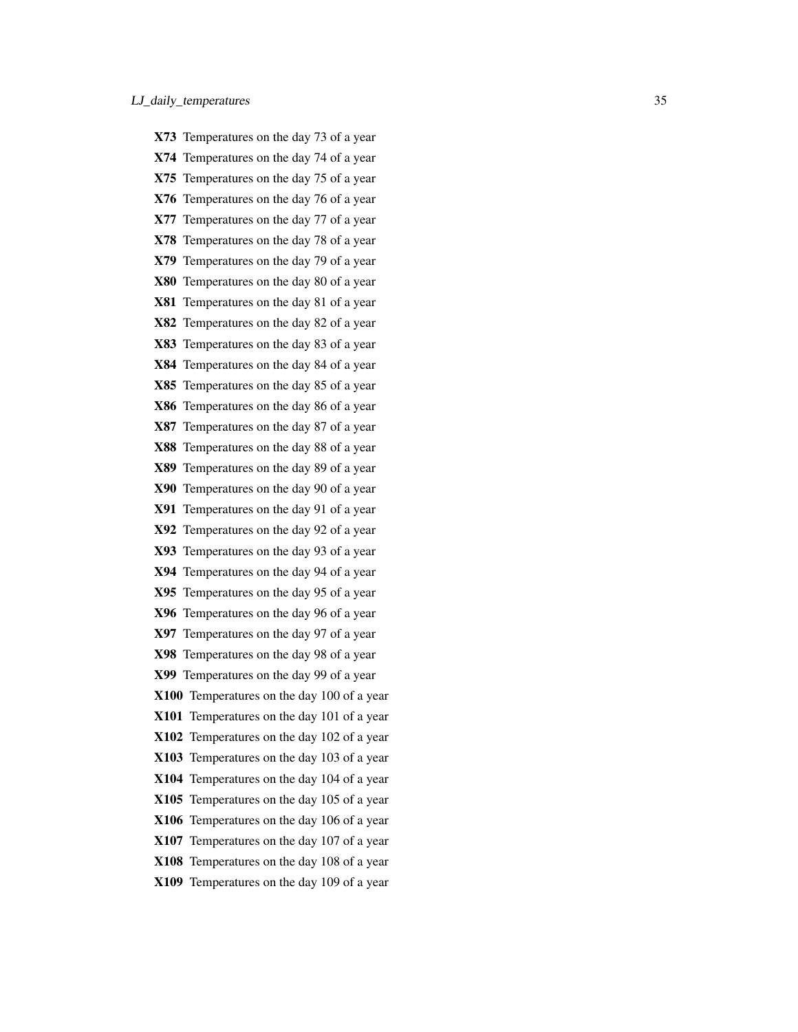**X73** Temperatures on the day 73 of a year

**X74** Temperatures on the day 74 of a year

**X75** Temperatures on the day 75 of a year

**X76** Temperatures on the day 76 of a year

**X77** Temperatures on the day 77 of a year

**X78** Temperatures on the day 78 of a year

**X79** Temperatures on the day 79 of a year

**X80** Temperatures on the day 80 of a year

**X81** Temperatures on the day 81 of a year

**X82** Temperatures on the day 82 of a year

**X83** Temperatures on the day 83 of a year

**X84** Temperatures on the day 84 of a year

**X85** Temperatures on the day 85 of a year

**X86** Temperatures on the day 86 of a year

**X87** Temperatures on the day 87 of a year

**X88** Temperatures on the day 88 of a year

**X89** Temperatures on the day 89 of a year

**X90** Temperatures on the day 90 of a year

**X91** Temperatures on the day 91 of a year

**X92** Temperatures on the day 92 of a year

**X93** Temperatures on the day 93 of a year

**X94** Temperatures on the day 94 of a year

**X95** Temperatures on the day 95 of a year

**X96** Temperatures on the day 96 of a year

**X97** Temperatures on the day 97 of a year

**X98** Temperatures on the day 98 of a year

**X99** Temperatures on the day 99 of a year

**X100** Temperatures on the day 100 of a year

**X101** Temperatures on the day 101 of a year

**X102** Temperatures on the day 102 of a year

**X103** Temperatures on the day 103 of a year

**X104** Temperatures on the day 104 of a year

**X105** Temperatures on the day 105 of a year

**X106** Temperatures on the day 106 of a year

**X107** Temperatures on the day 107 of a year

**X108** Temperatures on the day 108 of a year

**X109** Temperatures on the day 109 of a year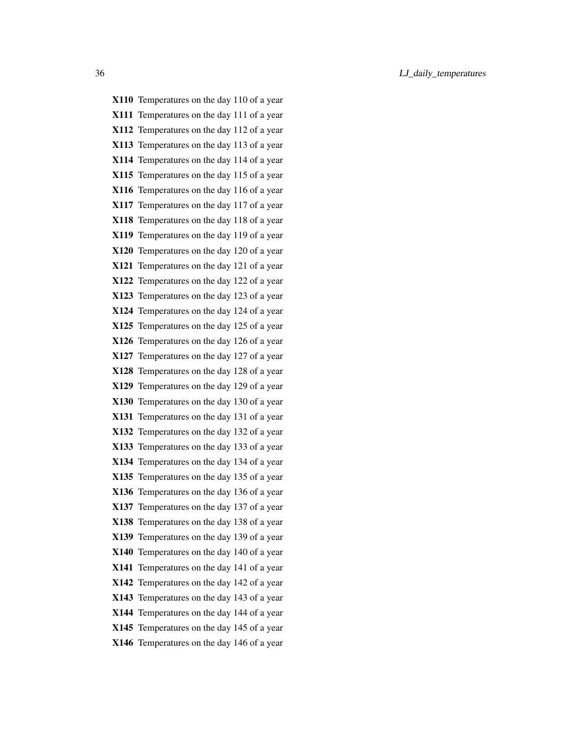**X110** Temperatures on the day 110 of a year

**X111** Temperatures on the day 111 of a year

**X112** Temperatures on the day 112 of a year

**X113** Temperatures on the day 113 of a year

**X114** Temperatures on the day 114 of a year

**X115** Temperatures on the day 115 of a year

**X116** Temperatures on the day 116 of a year

**X117** Temperatures on the day 117 of a year

**X118** Temperatures on the day 118 of a year

**X119** Temperatures on the day 119 of a year

**X120** Temperatures on the day 120 of a year

**X121** Temperatures on the day 121 of a year

**X122** Temperatures on the day 122 of a year

**X123** Temperatures on the day 123 of a year

**X124** Temperatures on the day 124 of a year

**X125** Temperatures on the day 125 of a year

**X126** Temperatures on the day 126 of a year

**X127** Temperatures on the day 127 of a year

**X128** Temperatures on the day 128 of a year

**X129** Temperatures on the day 129 of a year

**X130** Temperatures on the day 130 of a year

**X131** Temperatures on the day 131 of a year

**X132** Temperatures on the day 132 of a year

**X133** Temperatures on the day 133 of a year

**X134** Temperatures on the day 134 of a year

**X135** Temperatures on the day 135 of a year

**X136** Temperatures on the day 136 of a year

**X137** Temperatures on the day 137 of a year

**X138** Temperatures on the day 138 of a year

**X139** Temperatures on the day 139 of a year

**X140** Temperatures on the day 140 of a year

**X141** Temperatures on the day 141 of a year

**X142** Temperatures on the day 142 of a year

**X143** Temperatures on the day 143 of a year

**X144** Temperatures on the day 144 of a year

**X145** Temperatures on the day 145 of a year

**X146** Temperatures on the day 146 of a year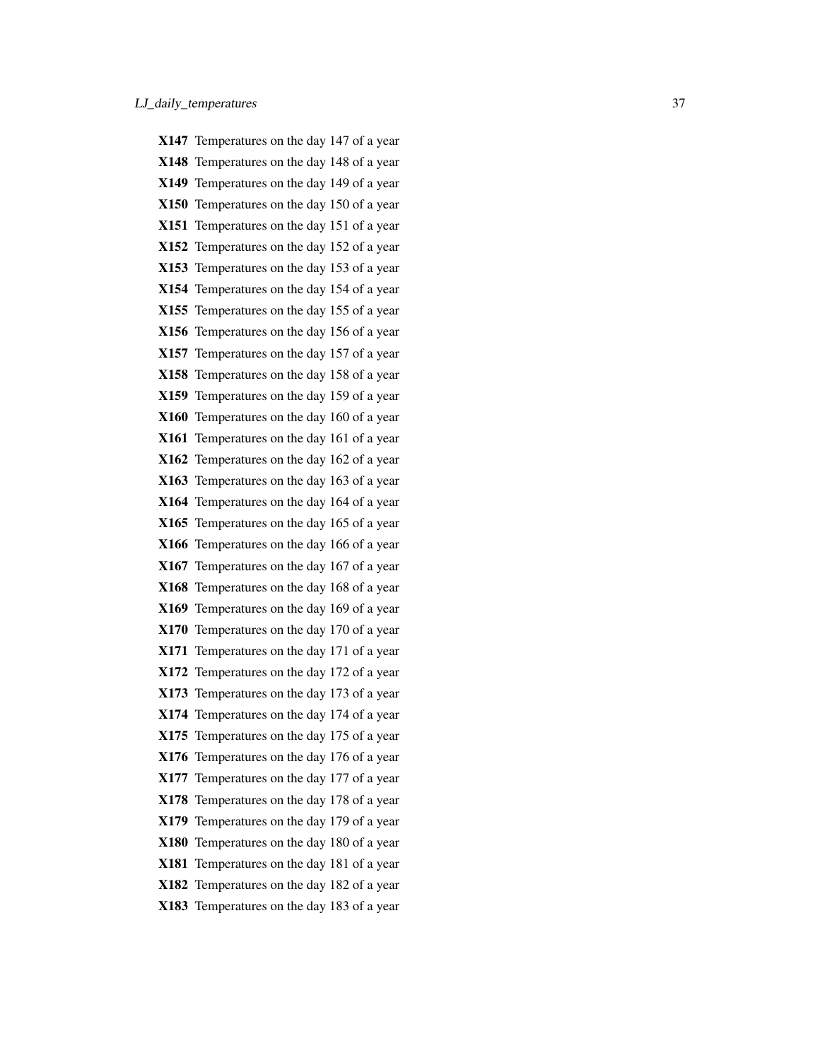**X147** Temperatures on the day 147 of a year

**X148** Temperatures on the day 148 of a year

**X149** Temperatures on the day 149 of a year

**X150** Temperatures on the day 150 of a year

**X151** Temperatures on the day 151 of a year

**X152** Temperatures on the day 152 of a year

**X153** Temperatures on the day 153 of a year

**X154** Temperatures on the day 154 of a year

**X155** Temperatures on the day 155 of a year

**X156** Temperatures on the day 156 of a year

**X157** Temperatures on the day 157 of a year

**X158** Temperatures on the day 158 of a year

**X159** Temperatures on the day 159 of a year

**X160** Temperatures on the day 160 of a year

**X161** Temperatures on the day 161 of a year

**X162** Temperatures on the day 162 of a year

**X163** Temperatures on the day 163 of a year

**X164** Temperatures on the day 164 of a year

**X165** Temperatures on the day 165 of a year

**X166** Temperatures on the day 166 of a year

**X167** Temperatures on the day 167 of a year

**X168** Temperatures on the day 168 of a year

**X169** Temperatures on the day 169 of a year

**X170** Temperatures on the day 170 of a year

**X171** Temperatures on the day 171 of a year

**X172** Temperatures on the day 172 of a year

**X173** Temperatures on the day 173 of a year

**X174** Temperatures on the day 174 of a year

**X175** Temperatures on the day 175 of a year

**X176** Temperatures on the day 176 of a year

**X177** Temperatures on the day 177 of a year

**X178** Temperatures on the day 178 of a year

**X179** Temperatures on the day 179 of a year

**X180** Temperatures on the day 180 of a year

**X181** Temperatures on the day 181 of a year

**X182** Temperatures on the day 182 of a year

**X183** Temperatures on the day 183 of a year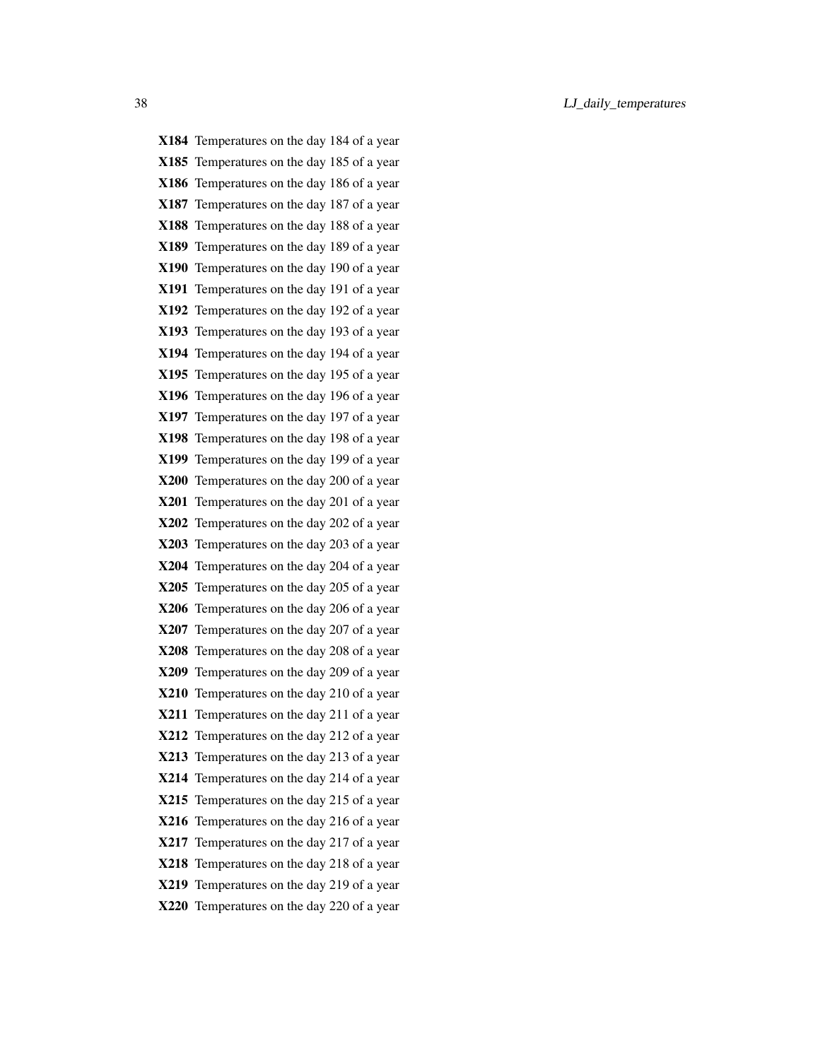**X184** Temperatures on the day 184 of a year

**X185** Temperatures on the day 185 of a year

**X186** Temperatures on the day 186 of a year

**X187** Temperatures on the day 187 of a year

**X188** Temperatures on the day 188 of a year

**X189** Temperatures on the day 189 of a year

**X190** Temperatures on the day 190 of a year

**X191** Temperatures on the day 191 of a year

**X192** Temperatures on the day 192 of a year

**X193** Temperatures on the day 193 of a year

**X194** Temperatures on the day 194 of a year

**X195** Temperatures on the day 195 of a year

**X196** Temperatures on the day 196 of a year

**X197** Temperatures on the day 197 of a year

**X198** Temperatures on the day 198 of a year

**X199** Temperatures on the day 199 of a year

**X200** Temperatures on the day 200 of a year

**X201** Temperatures on the day 201 of a year

**X202** Temperatures on the day 202 of a year

**X203** Temperatures on the day 203 of a year

**X204** Temperatures on the day 204 of a year

**X205** Temperatures on the day 205 of a year

**X206** Temperatures on the day 206 of a year

**X207** Temperatures on the day 207 of a year

**X208** Temperatures on the day 208 of a year

**X209** Temperatures on the day 209 of a year

**X210** Temperatures on the day 210 of a year

**X211** Temperatures on the day 211 of a year

**X212** Temperatures on the day 212 of a year

**X213** Temperatures on the day 213 of a year

**X214** Temperatures on the day 214 of a year

**X215** Temperatures on the day 215 of a year

**X216** Temperatures on the day 216 of a year

**X217** Temperatures on the day 217 of a year

**X218** Temperatures on the day 218 of a year

**X219** Temperatures on the day 219 of a year

**X220** Temperatures on the day 220 of a year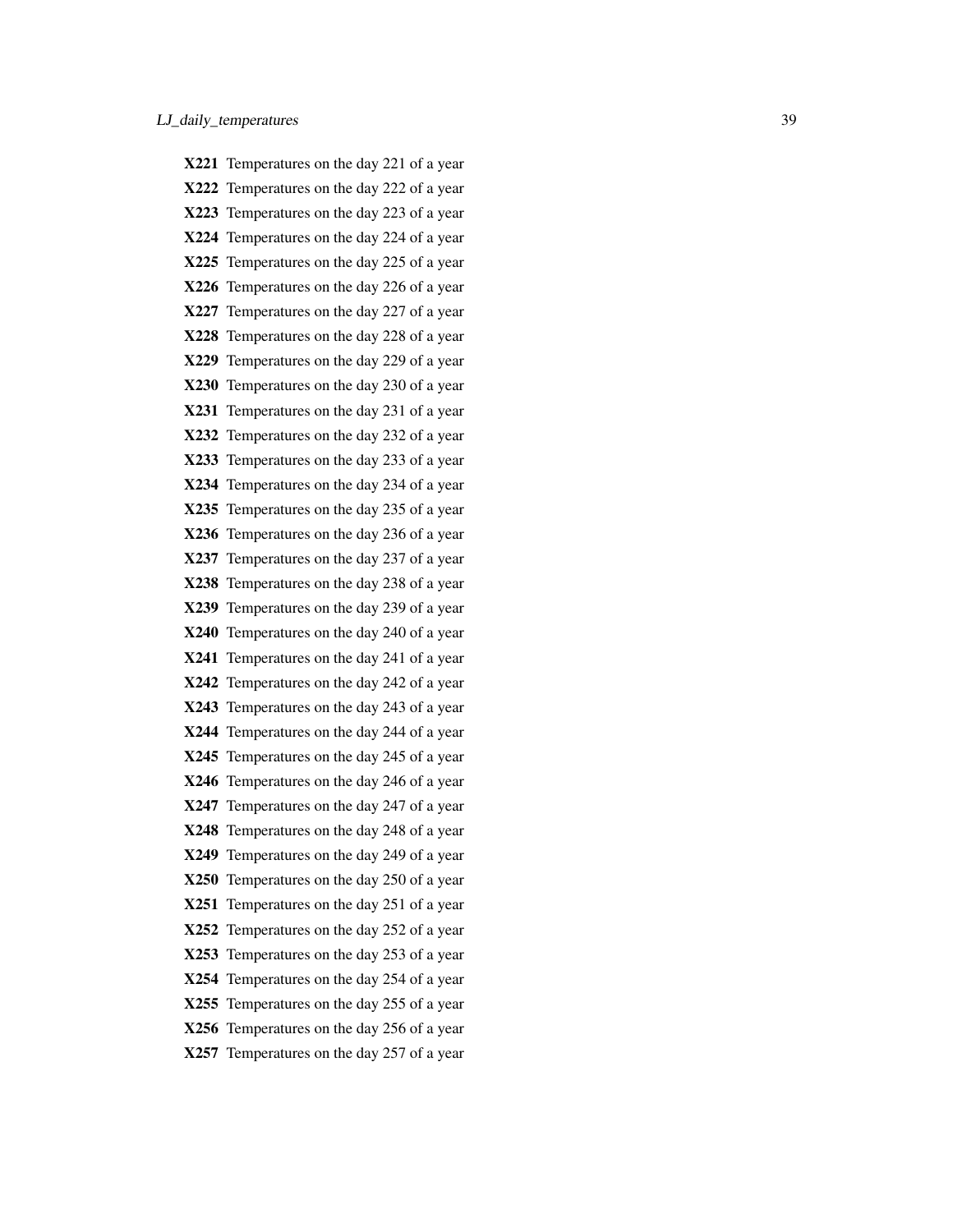**X221** Temperatures on the day 221 of a year

**X222** Temperatures on the day 222 of a year

**X223** Temperatures on the day 223 of a year

**X224** Temperatures on the day 224 of a year

**X225** Temperatures on the day 225 of a year

**X226** Temperatures on the day 226 of a year

**X227** Temperatures on the day 227 of a year

**X228** Temperatures on the day 228 of a year

**X229** Temperatures on the day 229 of a year

**X230** Temperatures on the day 230 of a year

**X231** Temperatures on the day 231 of a year

**X232** Temperatures on the day 232 of a year

**X233** Temperatures on the day 233 of a year

**X234** Temperatures on the day 234 of a year

**X235** Temperatures on the day 235 of a year

**X236** Temperatures on the day 236 of a year

**X237** Temperatures on the day 237 of a year

**X238** Temperatures on the day 238 of a year

**X239** Temperatures on the day 239 of a year

**X240** Temperatures on the day 240 of a year

**X241** Temperatures on the day 241 of a year

**X242** Temperatures on the day 242 of a year

**X243** Temperatures on the day 243 of a year

**X244** Temperatures on the day 244 of a year

**X245** Temperatures on the day 245 of a year

**X246** Temperatures on the day 246 of a year

**X247** Temperatures on the day 247 of a year

**X248** Temperatures on the day 248 of a year

**X249** Temperatures on the day 249 of a year

**X250** Temperatures on the day 250 of a year

**X251** Temperatures on the day 251 of a year

**X252** Temperatures on the day 252 of a year

**X253** Temperatures on the day 253 of a year

**X254** Temperatures on the day 254 of a year

**X255** Temperatures on the day 255 of a year

**X256** Temperatures on the day 256 of a year

**X257** Temperatures on the day 257 of a year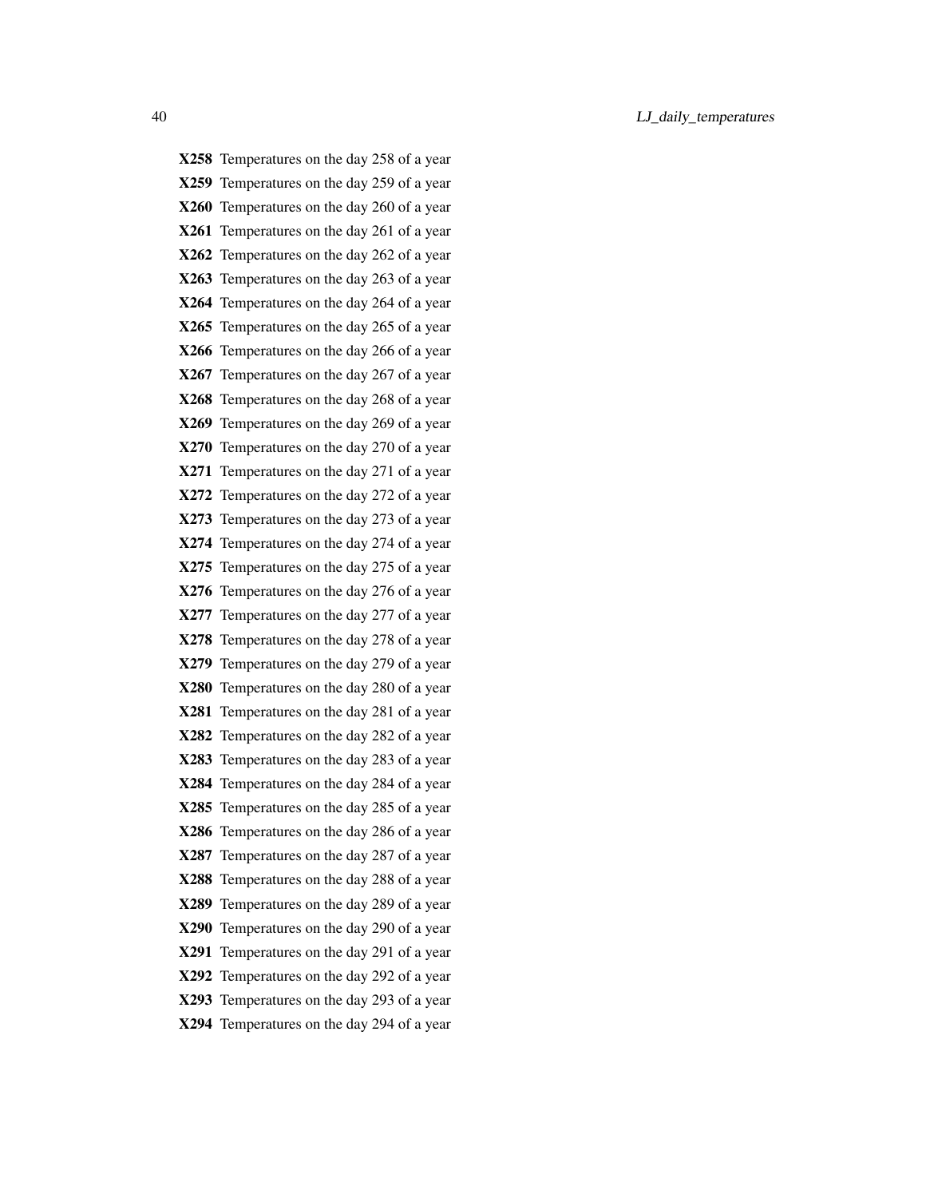**X258** Temperatures on the day 258 of a year
**X259** Temperatures on the day 259 of a year
**X260** Temperatures on the day 260 of a year
**X261** Temperatures on the day 261 of a year
**X262** Temperatures on the day 262 of a year
**X263** Temperatures on the day 263 of a year
**X264** Temperatures on the day 264 of a year
**X265** Temperatures on the day 265 of a year
**X266** Temperatures on the day 266 of a year
**X267** Temperatures on the day 267 of a year
**X268** Temperatures on the day 268 of a year
**X269** Temperatures on the day 269 of a year
**X270** Temperatures on the day 270 of a year
**X271** Temperatures on the day 271 of a year
**X272** Temperatures on the day 272 of a year
**X273** Temperatures on the day 273 of a year
**X274** Temperatures on the day 274 of a year
**X275** Temperatures on the day 275 of a year
**X276** Temperatures on the day 276 of a year
**X277** Temperatures on the day 277 of a year
**X278** Temperatures on the day 278 of a year
**X279** Temperatures on the day 279 of a year
**X280** Temperatures on the day 280 of a year
**X281** Temperatures on the day 281 of a year
**X282** Temperatures on the day 282 of a year
**X283** Temperatures on the day 283 of a year
**X284** Temperatures on the day 284 of a year
**X285** Temperatures on the day 285 of a year
**X286** Temperatures on the day 286 of a year
**X287** Temperatures on the day 287 of a year
**X288** Temperatures on the day 288 of a year
**X289** Temperatures on the day 289 of a year
**X290** Temperatures on the day 290 of a year
**X291** Temperatures on the day 291 of a year
**X292** Temperatures on the day 292 of a year
**X293** Temperatures on the day 293 of a year
**X294** Temperatures on the day 294 of a year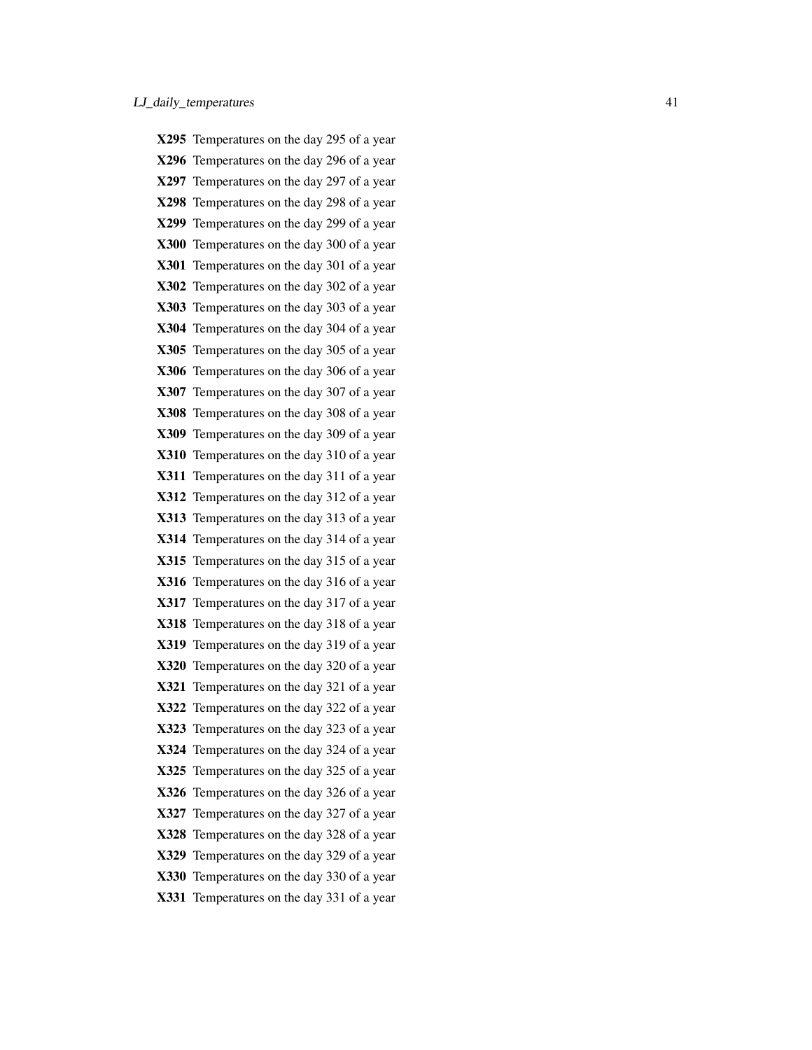**X295** Temperatures on the day 295 of a year

**X296** Temperatures on the day 296 of a year

**X297** Temperatures on the day 297 of a year

**X298** Temperatures on the day 298 of a year

**X299** Temperatures on the day 299 of a year

**X300** Temperatures on the day 300 of a year

**X301** Temperatures on the day 301 of a year

**X302** Temperatures on the day 302 of a year

**X303** Temperatures on the day 303 of a year

**X304** Temperatures on the day 304 of a year

**X305** Temperatures on the day 305 of a year

**X306** Temperatures on the day 306 of a year

**X307** Temperatures on the day 307 of a year

**X308** Temperatures on the day 308 of a year

**X309** Temperatures on the day 309 of a year

**X310** Temperatures on the day 310 of a year

**X311** Temperatures on the day 311 of a year

**X312** Temperatures on the day 312 of a year

**X313** Temperatures on the day 313 of a year

**X314** Temperatures on the day 314 of a year

**X315** Temperatures on the day 315 of a year

**X316** Temperatures on the day 316 of a year

**X317** Temperatures on the day 317 of a year

**X318** Temperatures on the day 318 of a year

**X319** Temperatures on the day 319 of a year

**X320** Temperatures on the day 320 of a year

**X321** Temperatures on the day 321 of a year

**X322** Temperatures on the day 322 of a year

**X323** Temperatures on the day 323 of a year

**X324** Temperatures on the day 324 of a year

**X325** Temperatures on the day 325 of a year

**X326** Temperatures on the day 326 of a year

**X327** Temperatures on the day 327 of a year

**X328** Temperatures on the day 328 of a year

**X329** Temperatures on the day 329 of a year

**X330** Temperatures on the day 330 of a year

**X331** Temperatures on the day 331 of a year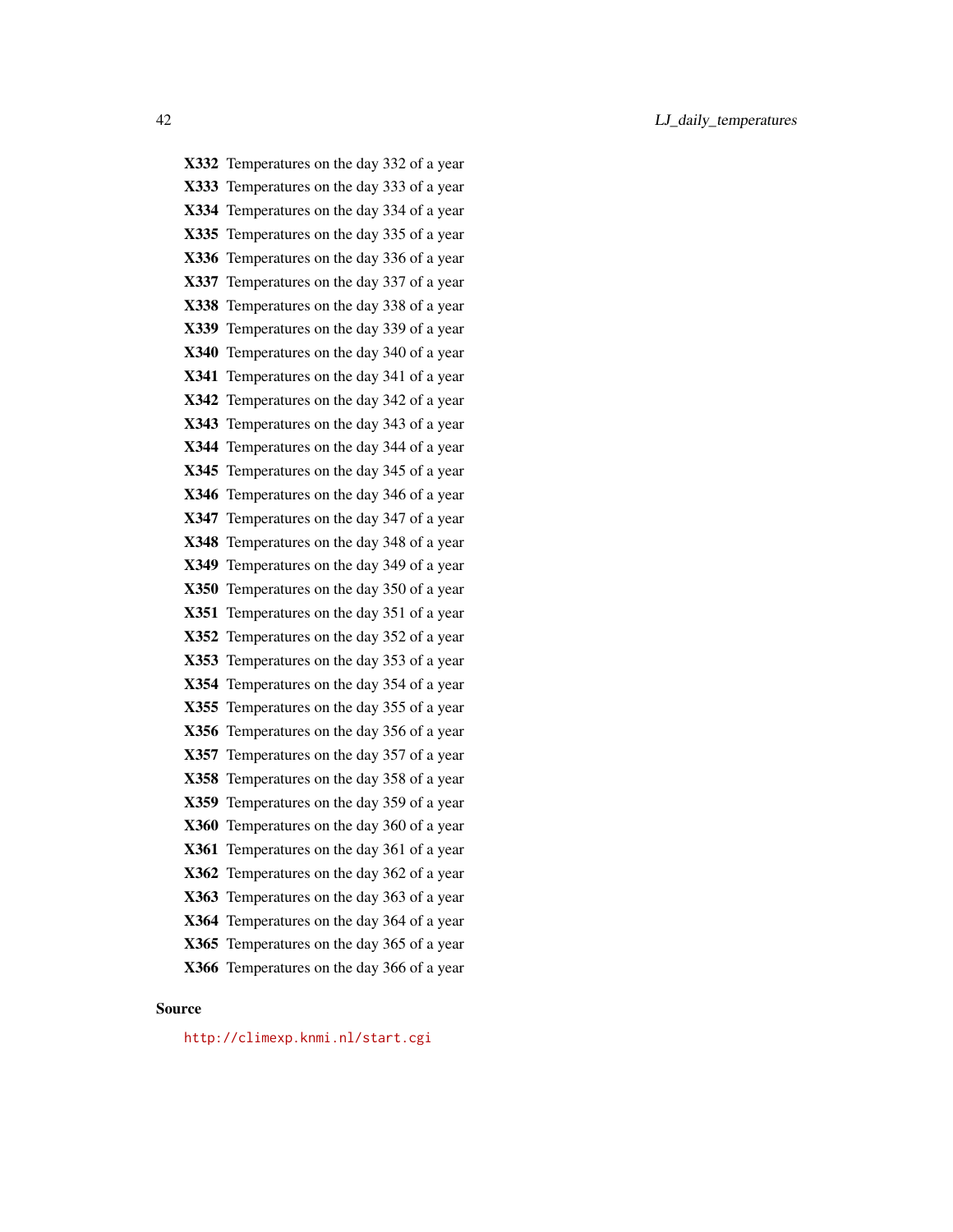**X332** Temperatures on the day 332 of a year

**X333** Temperatures on the day 333 of a year

**X334** Temperatures on the day 334 of a year

**X335** Temperatures on the day 335 of a year

**X336** Temperatures on the day 336 of a year

**X337** Temperatures on the day 337 of a year

**X338** Temperatures on the day 338 of a year

**X339** Temperatures on the day 339 of a year

**X340** Temperatures on the day 340 of a year

**X341** Temperatures on the day 341 of a year

**X342** Temperatures on the day 342 of a year

**X343** Temperatures on the day 343 of a year

**X344** Temperatures on the day 344 of a year

**X345** Temperatures on the day 345 of a year

**X346** Temperatures on the day 346 of a year

**X347** Temperatures on the day 347 of a year

**X348** Temperatures on the day 348 of a year

**X349** Temperatures on the day 349 of a year

**X350** Temperatures on the day 350 of a year

**X351** Temperatures on the day 351 of a year

**X352** Temperatures on the day 352 of a year

**X353** Temperatures on the day 353 of a year

**X354** Temperatures on the day 354 of a year

**X355** Temperatures on the day 355 of a year

**X356** Temperatures on the day 356 of a year

**X357** Temperatures on the day 357 of a year

**X358** Temperatures on the day 358 of a year

**X359** Temperatures on the day 359 of a year

**X360** Temperatures on the day 360 of a year

**X361** Temperatures on the day 361 of a year

**X362** Temperatures on the day 362 of a year

**X363** Temperatures on the day 363 of a year

**X364** Temperatures on the day 364 of a year

**X365** Temperatures on the day 365 of a year

**X366** Temperatures on the day 366 of a year

## Source

http://climexp.knmi.nl/start.cgi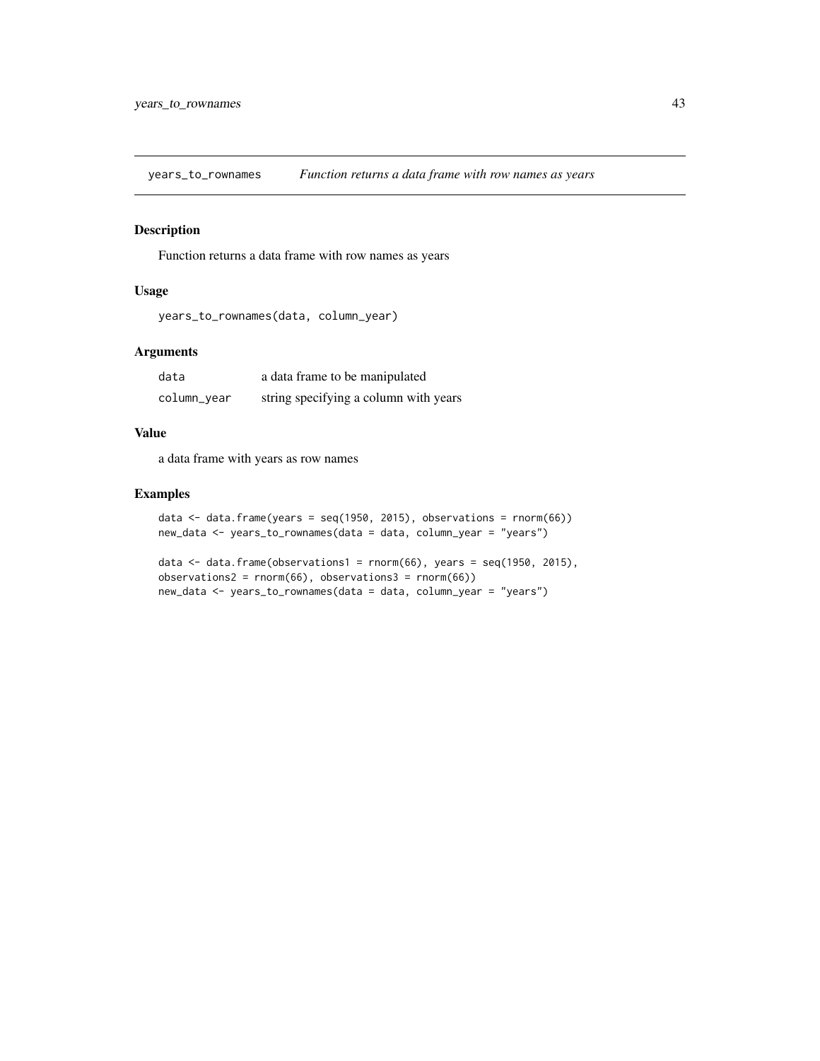## years_to_rownames    *Function returns a data frame with row names as years*

### Description

Function returns a data frame with row names as years

### Usage

```
years_to_rownames(data, column_year)
```

### Arguments

| | |
|---|---|
| data | a data frame to be manipulated |
| column_year | string specifying a column with years |

### Value

a data frame with years as row names

### Examples

```
data <- data.frame(years = seq(1950, 2015), observations = rnorm(66))
new_data <- years_to_rownames(data = data, column_year = "years")

data <- data.frame(observations1 = rnorm(66), years = seq(1950, 2015),
observations2 = rnorm(66), observations3 = rnorm(66))
new_data <- years_to_rownames(data = data, column_year = "years")
```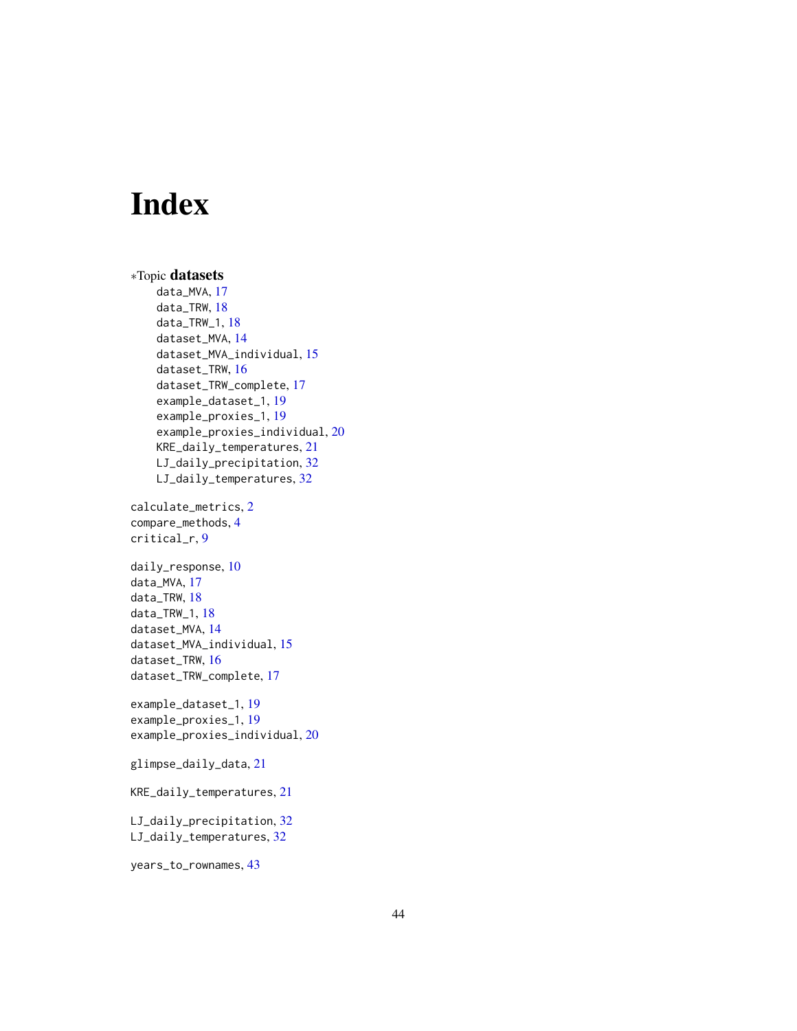# Index

∗Topic **datasets**

- data_MVA, 17
- data_TRW, 18
- data_TRW_1, 18
- dataset_MVA, 14
- dataset_MVA_individual, 15
- dataset_TRW, 16
- dataset_TRW_complete, 17
- example_dataset_1, 19
- example_proxies_1, 19
- example_proxies_individual, 20
- KRE_daily_temperatures, 21
- LJ_daily_precipitation, 32
- LJ_daily_temperatures, 32

calculate_metrics, 2
compare_methods, 4
critical_r, 9

daily_response, 10
data_MVA, 17
data_TRW, 18
data_TRW_1, 18
dataset_MVA, 14
dataset_MVA_individual, 15
dataset_TRW, 16
dataset_TRW_complete, 17

example_dataset_1, 19
example_proxies_1, 19
example_proxies_individual, 20

glimpse_daily_data, 21

KRE_daily_temperatures, 21

LJ_daily_precipitation, 32
LJ_daily_temperatures, 32

years_to_rownames, 43